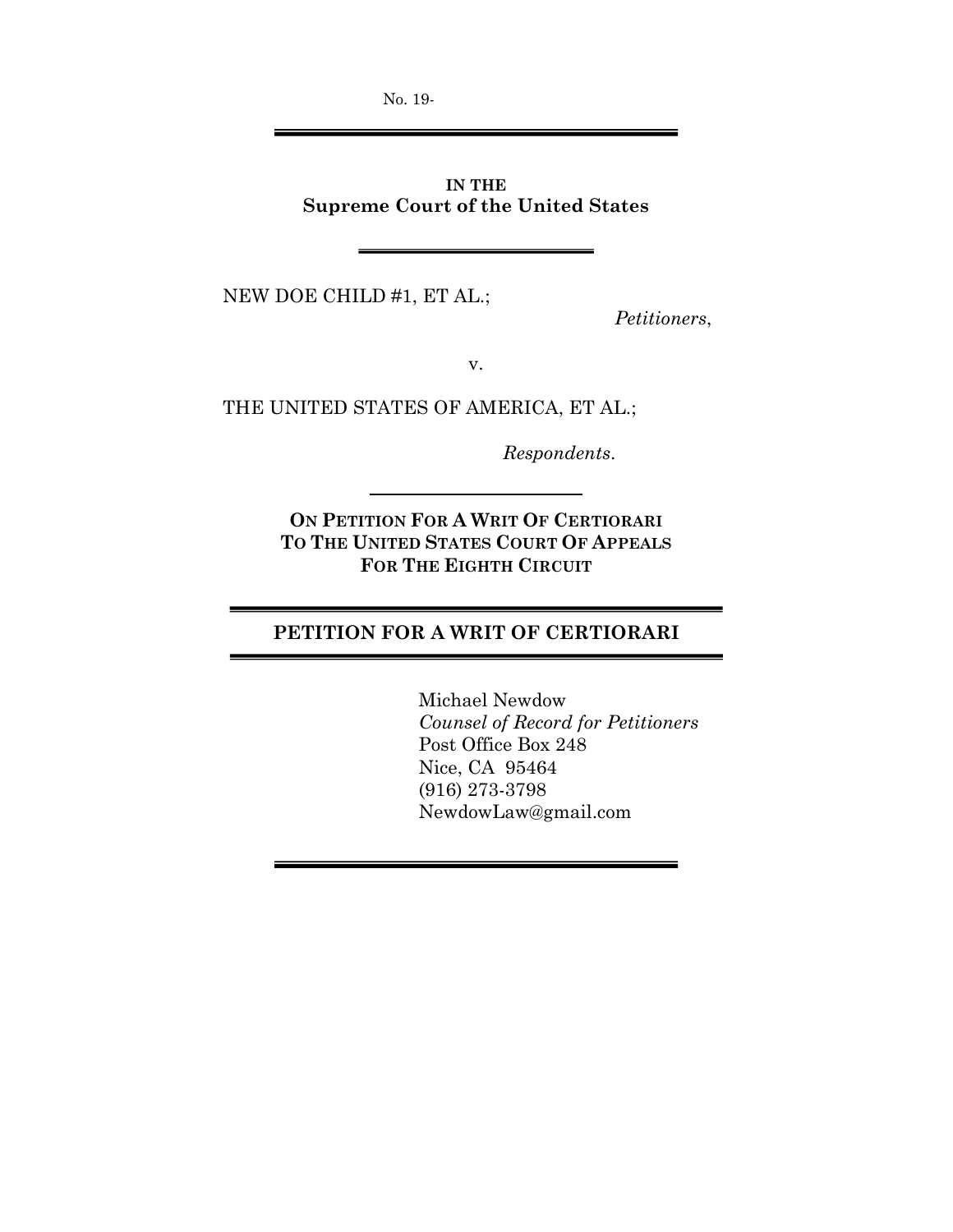No. 19-

---

**IN THE**
**Supreme Court of the United States**

---

NEW DOE CHILD #1, ET AL.;

*Petitioners*,

v.

THE UNITED STATES OF AMERICA, ET AL.;

*Respondents*.

---

**ON PETITION FOR A WRIT OF CERTIORARI TO THE UNITED STATES COURT OF APPEALS FOR THE EIGHTH CIRCUIT**

---

**PETITION FOR A WRIT OF CERTIORARI**

---

Michael Newdow
*Counsel of Record for Petitioners*
Post Office Box 248
Nice, CA 95464
(916) 273-3798
NewdowLaw@gmail.com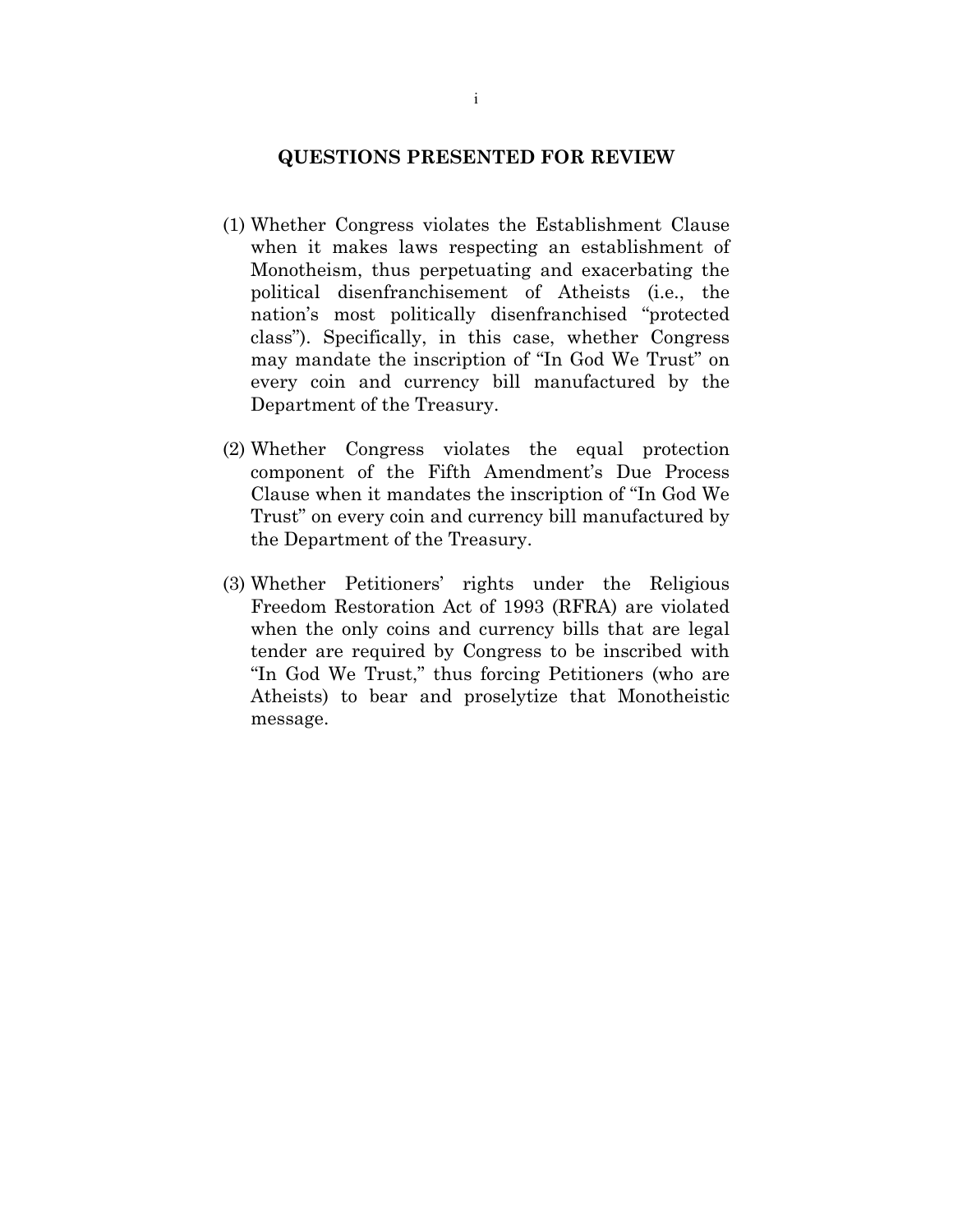## QUESTIONS PRESENTED FOR REVIEW

(1) Whether Congress violates the Establishment Clause when it makes laws respecting an establishment of Monotheism, thus perpetuating and exacerbating the political disenfranchisement of Atheists (i.e., the nation's most politically disenfranchised "protected class"). Specifically, in this case, whether Congress may mandate the inscription of "In God We Trust" on every coin and currency bill manufactured by the Department of the Treasury.

(2) Whether Congress violates the equal protection component of the Fifth Amendment's Due Process Clause when it mandates the inscription of "In God We Trust" on every coin and currency bill manufactured by the Department of the Treasury.

(3) Whether Petitioners' rights under the Religious Freedom Restoration Act of 1993 (RFRA) are violated when the only coins and currency bills that are legal tender are required by Congress to be inscribed with "In God We Trust," thus forcing Petitioners (who are Atheists) to bear and proselytize that Monotheistic message.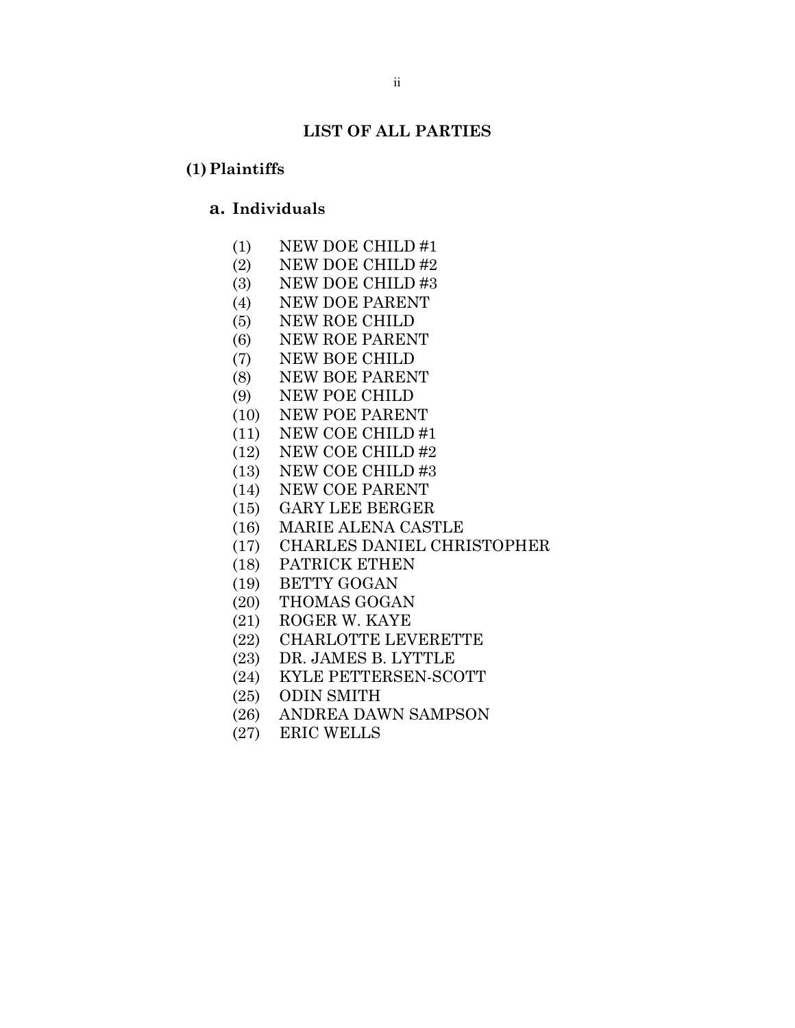## LIST OF ALL PARTIES

### (1) Plaintiffs

#### a. Individuals

(1) NEW DOE CHILD #1
(2) NEW DOE CHILD #2
(3) NEW DOE CHILD #3
(4) NEW DOE PARENT
(5) NEW ROE CHILD
(6) NEW ROE PARENT
(7) NEW BOE CHILD
(8) NEW BOE PARENT
(9) NEW POE CHILD
(10) NEW POE PARENT
(11) NEW COE CHILD #1
(12) NEW COE CHILD #2
(13) NEW COE CHILD #3
(14) NEW COE PARENT
(15) GARY LEE BERGER
(16) MARIE ALENA CASTLE
(17) CHARLES DANIEL CHRISTOPHER
(18) PATRICK ETHEN
(19) BETTY GOGAN
(20) THOMAS GOGAN
(21) ROGER W. KAYE
(22) CHARLOTTE LEVERETTE
(23) DR. JAMES B. LYTTLE
(24) KYLE PETTERSEN-SCOTT
(25) ODIN SMITH
(26) ANDREA DAWN SAMPSON
(27) ERIC WELLS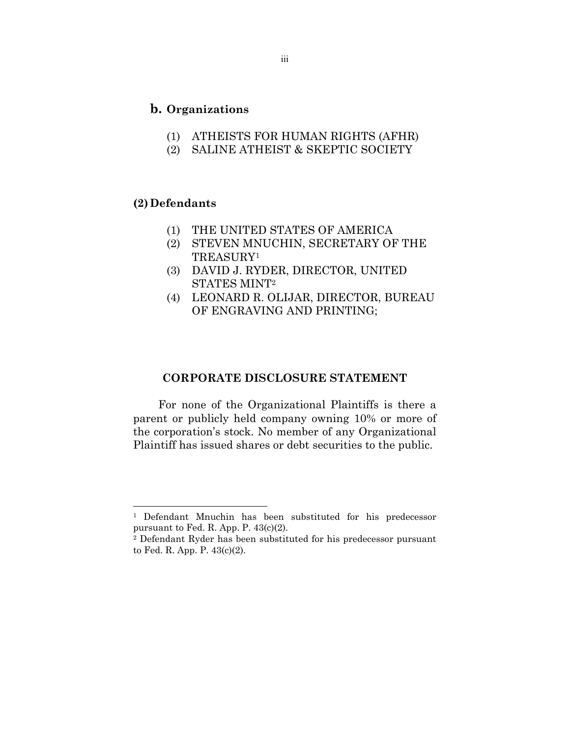**b. Organizations**

(1) ATHEISTS FOR HUMAN RIGHTS (AFHR)
(2) SALINE ATHEIST & SKEPTIC SOCIETY

**(2) Defendants**

(1) THE UNITED STATES OF AMERICA
(2) STEVEN MNUCHIN, SECRETARY OF THE TREASURY[1]
(3) DAVID J. RYDER, DIRECTOR, UNITED STATES MINT[2]
(4) LEONARD R. OLIJAR, DIRECTOR, BUREAU OF ENGRAVING AND PRINTING;

**CORPORATE DISCLOSURE STATEMENT**

For none of the Organizational Plaintiffs is there a parent or publicly held company owning 10% or more of the corporation's stock. No member of any Organizational Plaintiff has issued shares or debt securities to the public.

---

[1] Defendant Mnuchin has been substituted for his predecessor pursuant to Fed. R. App. P. 43(c)(2).

[2] Defendant Ryder has been substituted for his predecessor pursuant to Fed. R. App. P. 43(c)(2).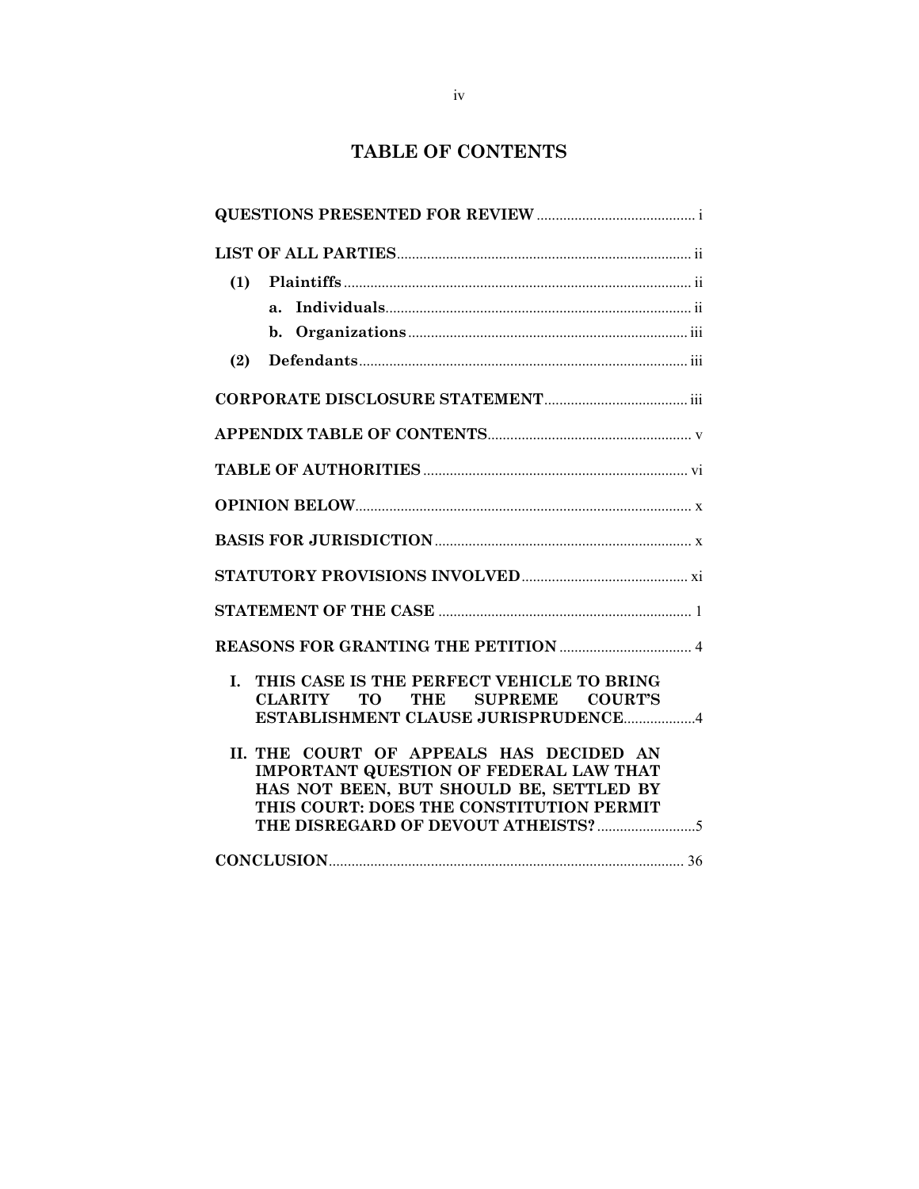## TABLE OF CONTENTS

**QUESTIONS PRESENTED FOR REVIEW** .......................................... i

**LIST OF ALL PARTIES** .......................................... ii

- **(1) Plaintiffs** .......................................... ii
  - **a. Individuals** .......................................... ii
  - **b. Organizations** .......................................... iii
- **(2) Defendants** .......................................... iii

**CORPORATE DISCLOSURE STATEMENT** .......................................... iii

**APPENDIX TABLE OF CONTENTS** .......................................... v

**TABLE OF AUTHORITIES** .......................................... vi

**OPINION BELOW** .......................................... x

**BASIS FOR JURISDICTION** .......................................... x

**STATUTORY PROVISIONS INVOLVED** .......................................... xi

**STATEMENT OF THE CASE** .......................................... 1

**REASONS FOR GRANTING THE PETITION** .......................................... 4

- **I. THIS CASE IS THE PERFECT VEHICLE TO BRING CLARITY TO THE SUPREME COURT'S ESTABLISHMENT CLAUSE JURISPRUDENCE** .......................................... 4
- **II. THE COURT OF APPEALS HAS DECIDED AN IMPORTANT QUESTION OF FEDERAL LAW THAT HAS NOT BEEN, BUT SHOULD BE, SETTLED BY THIS COURT: DOES THE CONSTITUTION PERMIT THE DISREGARD OF DEVOUT ATHEISTS?** .......................................... 5

**CONCLUSION** .......................................... 36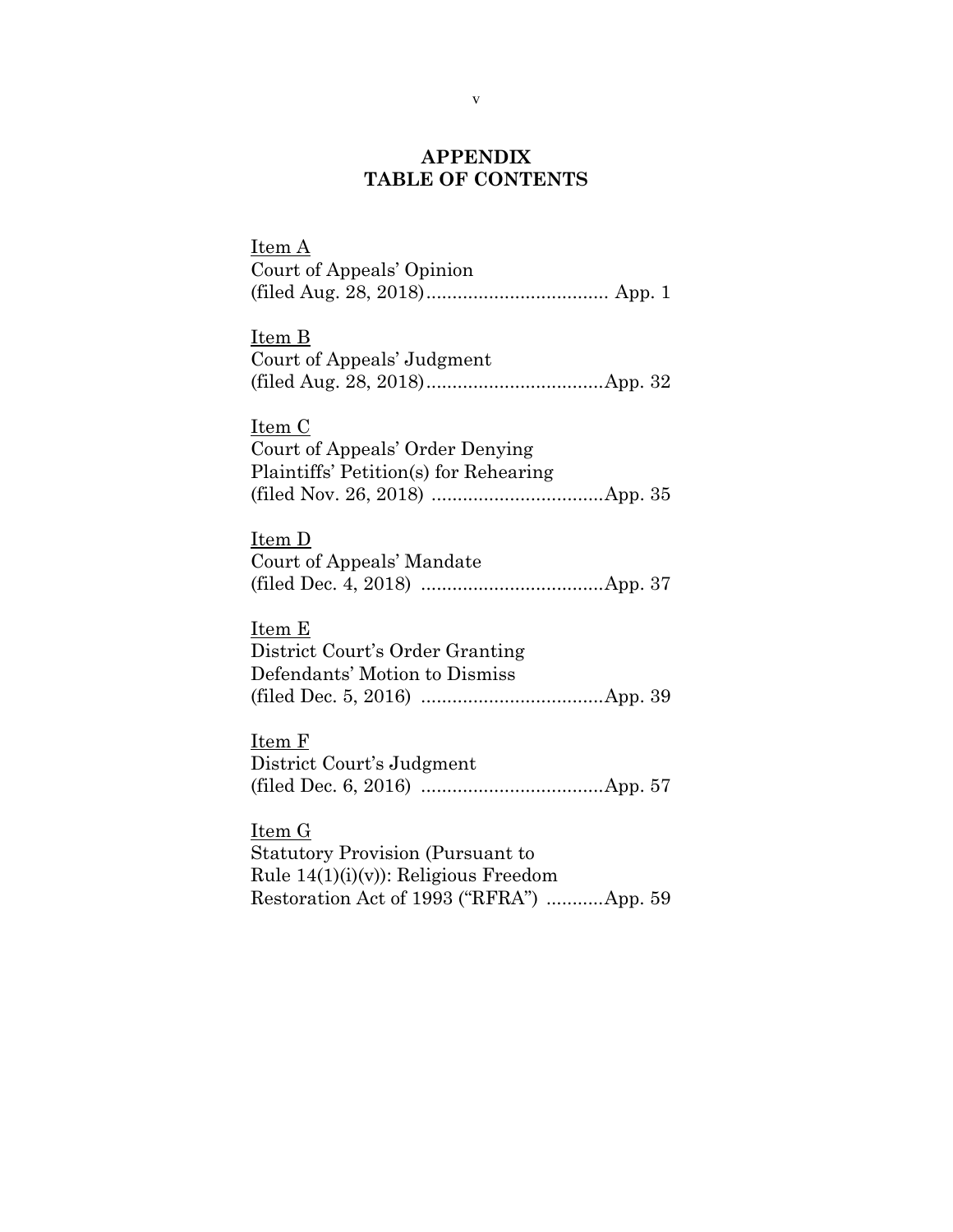# APPENDIX
# TABLE OF CONTENTS

<u>Item A</u>
Court of Appeals' Opinion
(filed Aug. 28, 2018).................................. App. 1

<u>Item B</u>
Court of Appeals' Judgment
(filed Aug. 28, 2018).................................App. 32

<u>Item C</u>
Court of Appeals' Order Denying
Plaintiffs' Petition(s) for Rehearing
(filed Nov. 26, 2018) ................................App. 35

<u>Item D</u>
Court of Appeals' Mandate
(filed Dec. 4, 2018) ..................................App. 37

<u>Item E</u>
District Court's Order Granting
Defendants' Motion to Dismiss
(filed Dec. 5, 2016) ..................................App. 39

<u>Item F</u>
District Court's Judgment
(filed Dec. 6, 2016) ..................................App. 57

<u>Item G</u>
Statutory Provision (Pursuant to
Rule 14(1)(i)(v)): Religious Freedom
Restoration Act of 1993 ("RFRA") ...........App. 59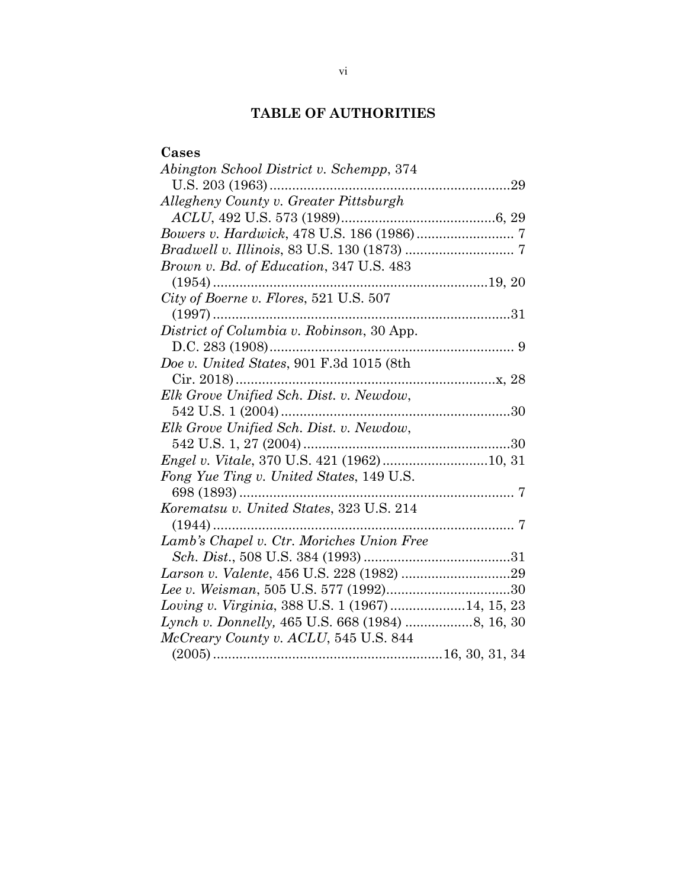## TABLE OF AUTHORITIES

### Cases

*Abington School District v. Schempp*, 374 U.S. 203 (1963) ....... 29

*Allegheny County v. Greater Pittsburgh ACLU*, 492 U.S. 573 (1989) ....... 6, 29

*Bowers v. Hardwick*, 478 U.S. 186 (1986) ....... 7

*Bradwell v. Illinois*, 83 U.S. 130 (1873) ....... 7

*Brown v. Bd. of Education*, 347 U.S. 483 (1954) ....... 19, 20

*City of Boerne v. Flores*, 521 U.S. 507 (1997) ....... 31

*District of Columbia v. Robinson*, 30 App. D.C. 283 (1908) ....... 9

*Doe v. United States*, 901 F.3d 1015 (8th Cir. 2018) ....... x, 28

*Elk Grove Unified Sch. Dist. v. Newdow*, 542 U.S. 1 (2004) ....... 30

*Elk Grove Unified Sch. Dist. v. Newdow*, 542 U.S. 1, 27 (2004) ....... 30

*Engel v. Vitale*, 370 U.S. 421 (1962) ....... 10, 31

*Fong Yue Ting v. United States*, 149 U.S. 698 (1893) ....... 7

*Korematsu v. United States*, 323 U.S. 214 (1944) ....... 7

*Lamb's Chapel v. Ctr. Moriches Union Free Sch. Dist.*, 508 U.S. 384 (1993) ....... 31

*Larson v. Valente*, 456 U.S. 228 (1982) ....... 29

*Lee v. Weisman*, 505 U.S. 577 (1992) ....... 30

*Loving v. Virginia*, 388 U.S. 1 (1967) ....... 14, 15, 23

*Lynch v. Donnelly,* 465 U.S. 668 (1984) ....... 8, 16, 30

*McCreary County v. ACLU*, 545 U.S. 844 (2005) ....... 16, 30, 31, 34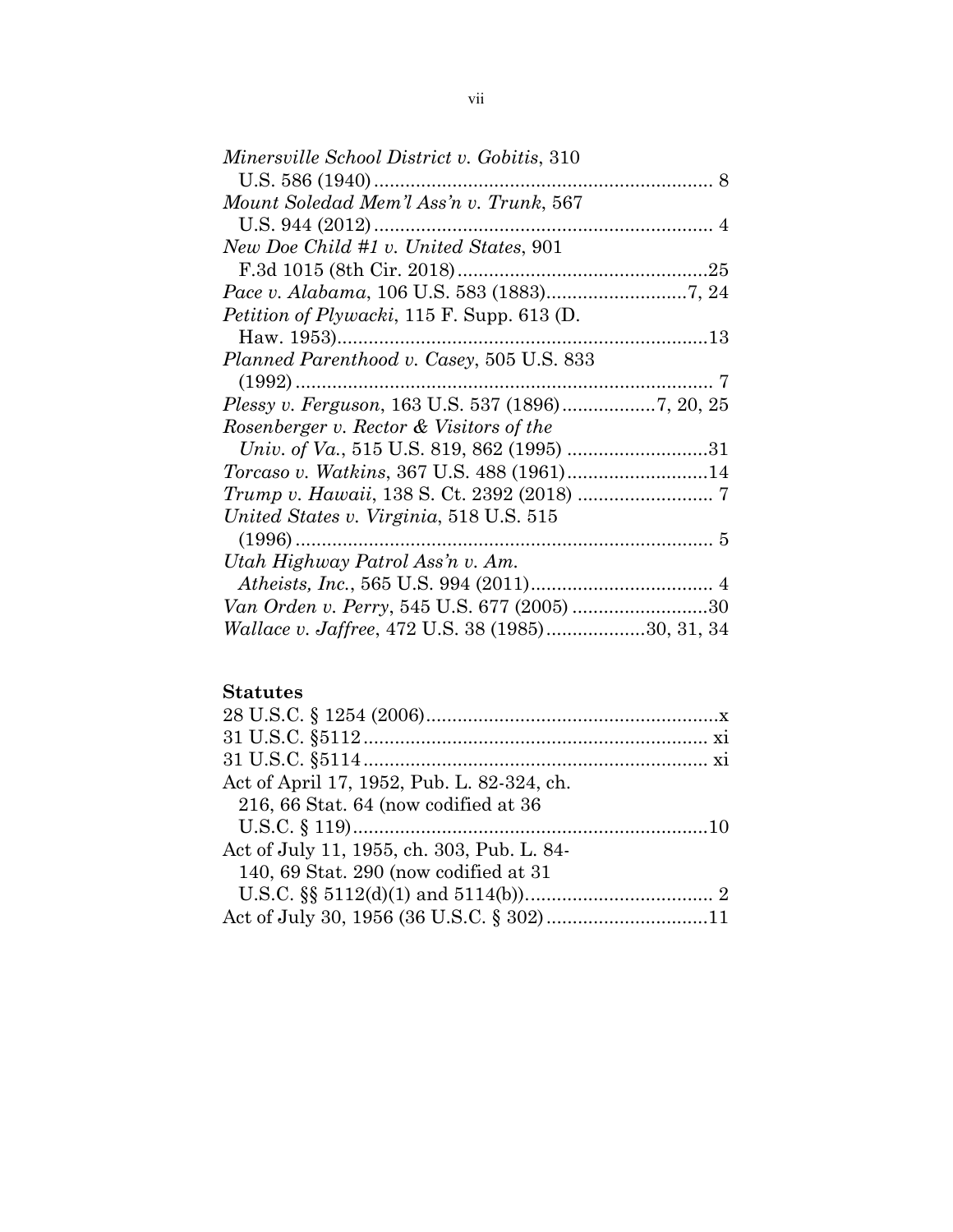*Minersville School District v. Gobitis*, 310 U.S. 586 (1940) .................................................................. 8

*Mount Soledad Mem'l Ass'n v. Trunk*, 567 U.S. 944 (2012) .................................................................. 4

*New Doe Child #1 v. United States*, 901 F.3d 1015 (8th Cir. 2018) ...............................................25

*Pace v. Alabama*, 106 U.S. 583 (1883)...........................7, 24

*Petition of Plywacki*, 115 F. Supp. 613 (D. Haw. 1953).......................................................................13

*Planned Parenthood v. Casey*, 505 U.S. 833 (1992) ................................................................................. 7

*Plessy v. Ferguson*, 163 U.S. 537 (1896)..................7, 20, 25

*Rosenberger v. Rector & Visitors of the Univ. of Va.*, 515 U.S. 819, 862 (1995) ...........................31

*Torcaso v. Watkins*, 367 U.S. 488 (1961)...........................14

*Trump v. Hawaii*, 138 S. Ct. 2392 (2018) ......................... 7

*United States v. Virginia*, 518 U.S. 515 (1996) ................................................................................ 5

*Utah Highway Patrol Ass'n v. Am. Atheists, Inc.*, 565 U.S. 994 (2011)................................... 4

*Van Orden v. Perry*, 545 U.S. 677 (2005) ..........................30

*Wallace v. Jaffree*, 472 U.S. 38 (1985)...................30, 31, 34

**Statutes**

28 U.S.C. § 1254 (2006).........................................................x

31 U.S.C. §5112................................................................... xi

31 U.S.C. §5114................................................................... xi

Act of April 17, 1952, Pub. L. 82-324, ch. 216, 66 Stat. 64 (now codified at 36 U.S.C. § 119)...................................................................10

Act of July 11, 1955, ch. 303, Pub. L. 84-140, 69 Stat. 290 (now codified at 31 U.S.C. §§ 5112(d)(1) and 5114(b)).................................... 2

Act of July 30, 1956 (36 U.S.C. § 302)...............................11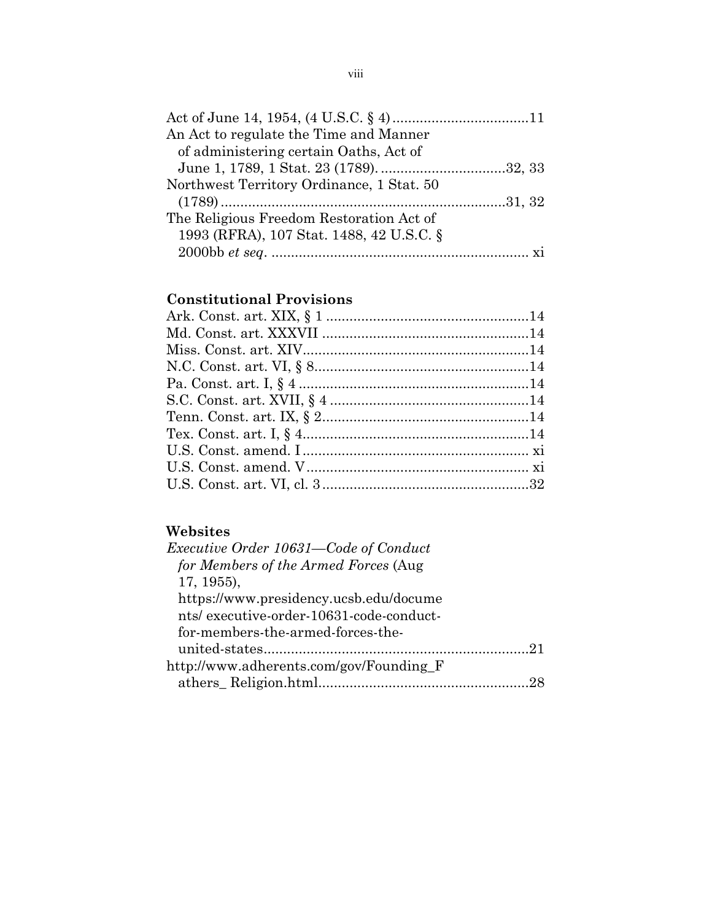Act of June 14, 1954, (4 U.S.C. § 4) ..................................11

An Act to regulate the Time and Manner of administering certain Oaths, Act of June 1, 1789, 1 Stat. 23 (1789). ...............................32, 33

Northwest Territory Ordinance, 1 Stat. 50 (1789) ........................................................................31, 32

The Religious Freedom Restoration Act of 1993 (RFRA), 107 Stat. 1488, 42 U.S.C. § 2000bb *et seq*. ................................................................. xi

### Constitutional Provisions

Ark. Const. art. XIX, § 1 ...................................................14

Md. Const. art. XXXVII ....................................................14

Miss. Const. art. XIV.........................................................14

N.C. Const. art. VI, § 8......................................................14

Pa. Const. art. I, § 4 ..........................................................14

S.C. Const. art. XVII, § 4 ..................................................14

Tenn. Const. art. IX, § 2....................................................14

Tex. Const. art. I, § 4.........................................................14

U.S. Const. amend. I ......................................................... xi

U.S. Const. amend. V ........................................................ xi

U.S. Const. art. VI, cl. 3 ....................................................32

### Websites

*Executive Order 10631—Code of Conduct for Members of the Armed Forces* (Aug 17, 1955), https://www.presidency.ucsb.edu/documents/ executive-order-10631-code-conduct-for-members-the-armed-forces-the-united-states...................................................................21

http://www.adherents.com/gov/Founding_Fathers_ Religion.html.....................................................28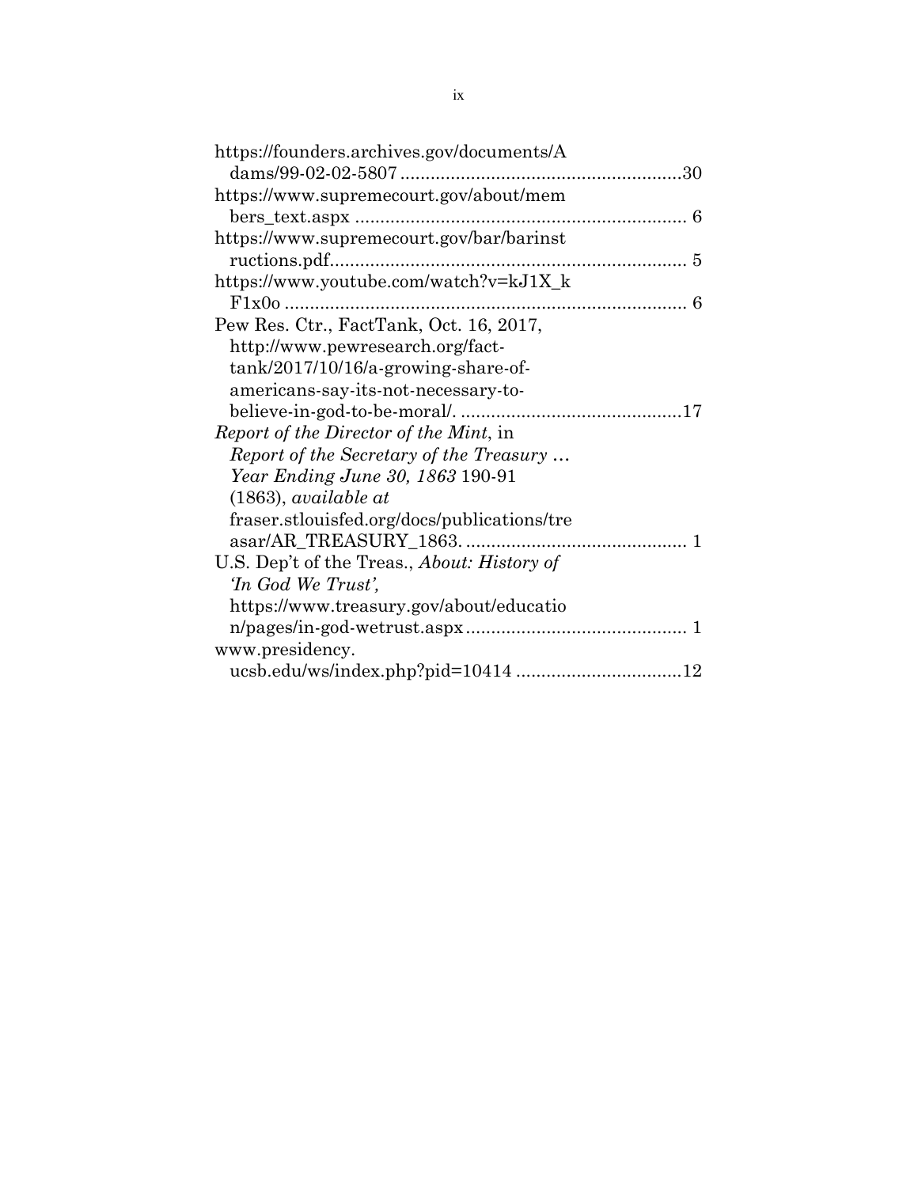https://founders.archives.gov/documents/Adams/99-02-02-5807 ........................................................30

https://www.supremecourt.gov/about/members_text.aspx ................................................................. 6

https://www.supremecourt.gov/bar/barinstructions.pdf...................................................................... 5

https://www.youtube.com/watch?v=kJ1X_kF1x0o ................................................................................ 6

Pew Res. Ctr., FactTank, Oct. 16, 2017, http://www.pewresearch.org/fact-tank/2017/10/16/a-growing-share-of-americans-say-its-not-necessary-to-believe-in-god-to-be-moral/. ............................................17

*Report of the Director of the Mint*, in *Report of the Secretary of the Treasury … Year Ending June 30, 1863* 190-91 (1863), *available at* fraser.stlouisfed.org/docs/publications/treasar/AR_TREASURY_1863. ............................................ 1

U.S. Dep't of the Treas., *About: History of 'In God We Trust',* https://www.treasury.gov/about/education/pages/in-god-wetrust.aspx ............................................ 1

www.presidency.ucsb.edu/ws/index.php?pid=10414 .................................12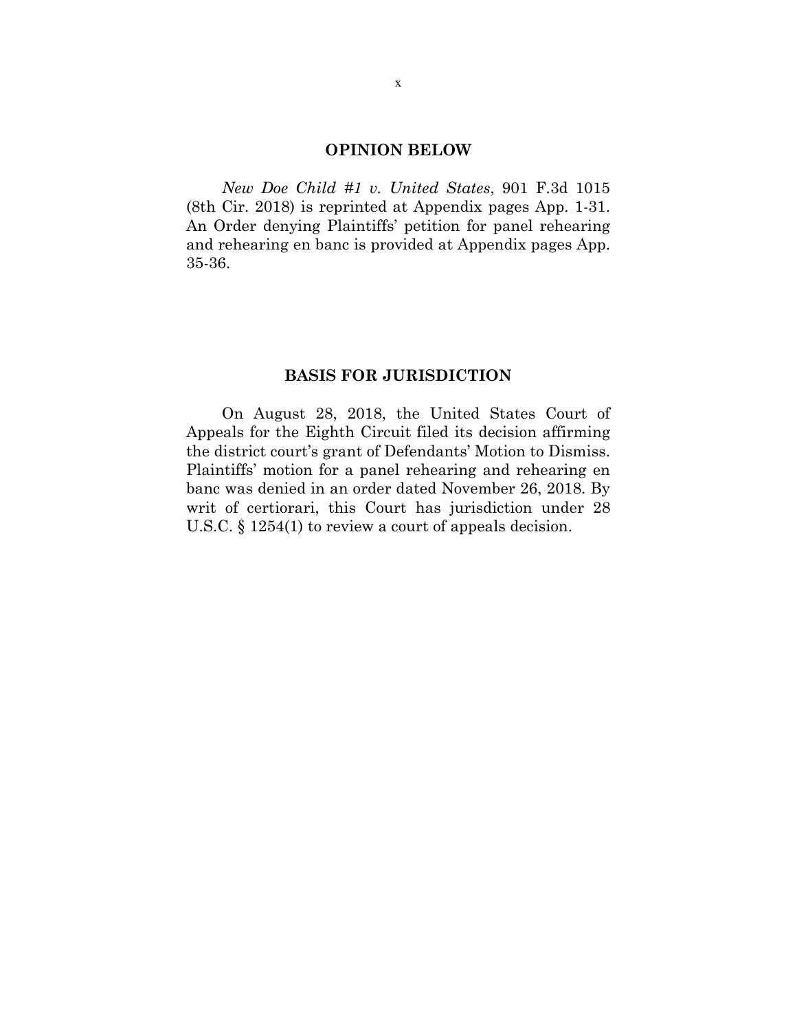## OPINION BELOW

*New Doe Child #1 v. United States*, 901 F.3d 1015 (8th Cir. 2018) is reprinted at Appendix pages App. 1-31. An Order denying Plaintiffs' petition for panel rehearing and rehearing en banc is provided at Appendix pages App. 35-36.

## BASIS FOR JURISDICTION

On August 28, 2018, the United States Court of Appeals for the Eighth Circuit filed its decision affirming the district court's grant of Defendants' Motion to Dismiss. Plaintiffs' motion for a panel rehearing and rehearing en banc was denied in an order dated November 26, 2018. By writ of certiorari, this Court has jurisdiction under 28 U.S.C. § 1254(1) to review a court of appeals decision.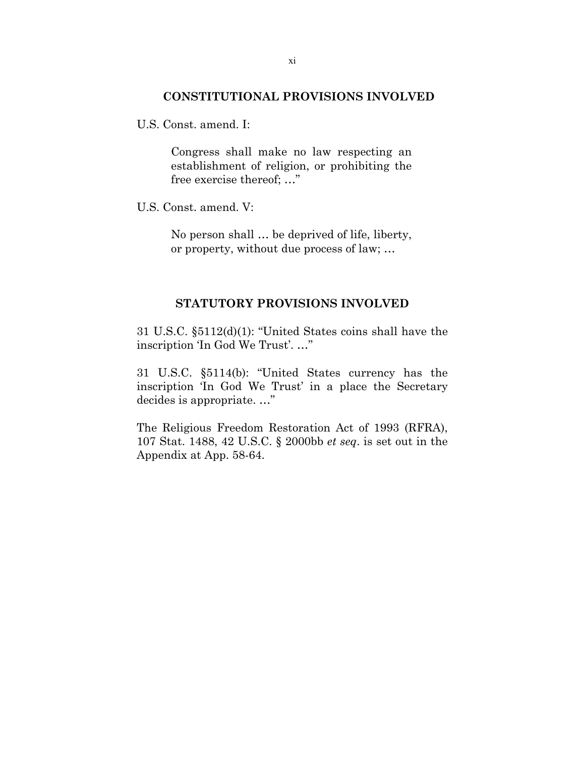## CONSTITUTIONAL PROVISIONS INVOLVED

U.S. Const. amend. I:

> Congress shall make no law respecting an establishment of religion, or prohibiting the free exercise thereof; …"

U.S. Const. amend. V:

> No person shall … be deprived of life, liberty, or property, without due process of law; …

## STATUTORY PROVISIONS INVOLVED

31 U.S.C. §5112(d)(1): "United States coins shall have the inscription 'In God We Trust'. …"

31 U.S.C. §5114(b): "United States currency has the inscription 'In God We Trust' in a place the Secretary decides is appropriate. …"

The Religious Freedom Restoration Act of 1993 (RFRA), 107 Stat. 1488, 42 U.S.C. § 2000bb *et seq*. is set out in the Appendix at App. 58-64.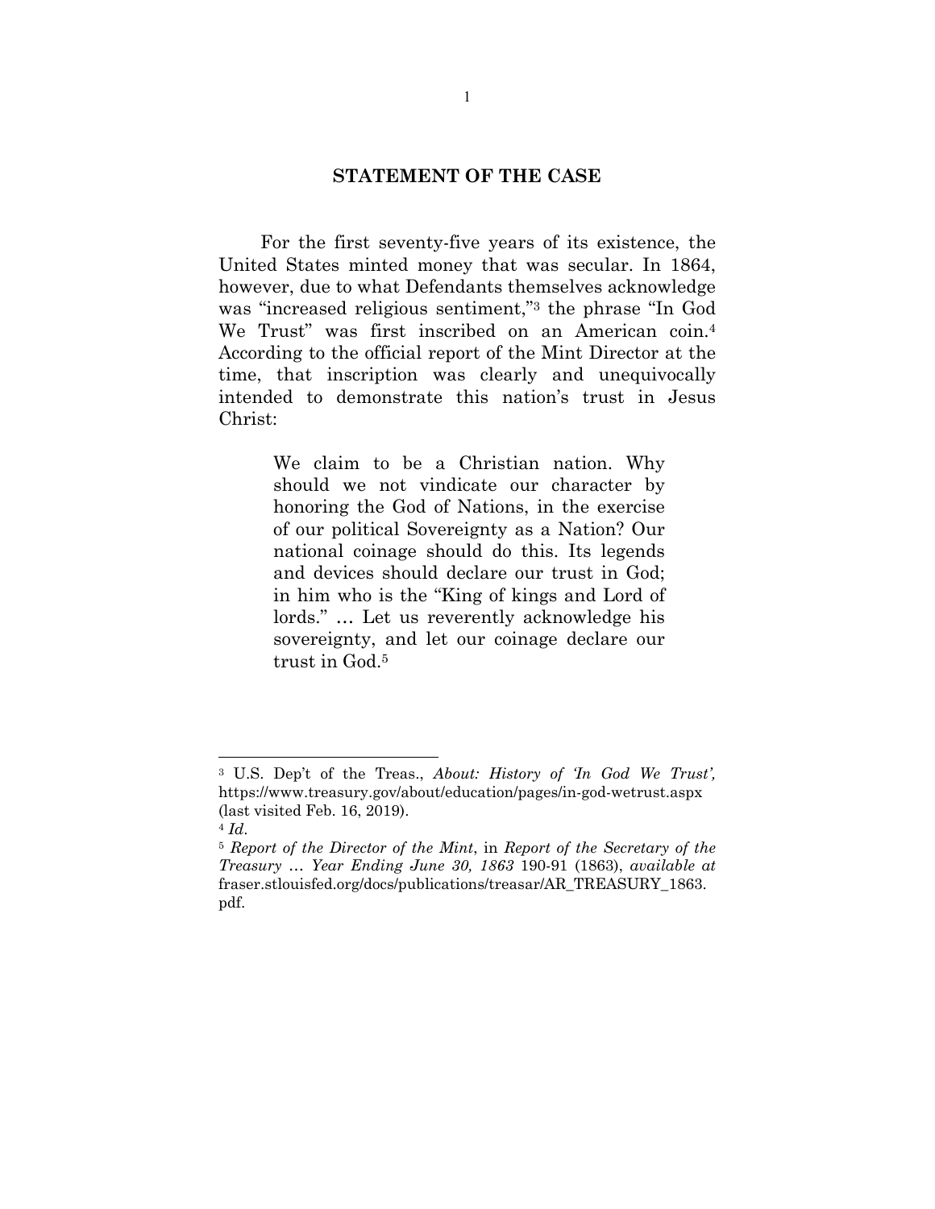## STATEMENT OF THE CASE

For the first seventy-five years of its existence, the United States minted money that was secular. In 1864, however, due to what Defendants themselves acknowledge was "increased religious sentiment,"[3] the phrase "In God We Trust" was first inscribed on an American coin.[4] According to the official report of the Mint Director at the time, that inscription was clearly and unequivocally intended to demonstrate this nation's trust in Jesus Christ:

> We claim to be a Christian nation. Why should we not vindicate our character by honoring the God of Nations, in the exercise of our political Sovereignty as a Nation? Our national coinage should do this. Its legends and devices should declare our trust in God; in him who is the "King of kings and Lord of lords." … Let us reverently acknowledge his sovereignty, and let our coinage declare our trust in God.[5]

---

[3] U.S. Dep't of the Treas., *About: History of 'In God We Trust',* https://www.treasury.gov/about/education/pages/in-god-wetrust.aspx (last visited Feb. 16, 2019).

[4] *Id*.

[5] *Report of the Director of the Mint*, in *Report of the Secretary of the Treasury … Year Ending June 30, 1863* 190-91 (1863), *available at* fraser.stlouisfed.org/docs/publications/treasar/AR_TREASURY_1863.pdf.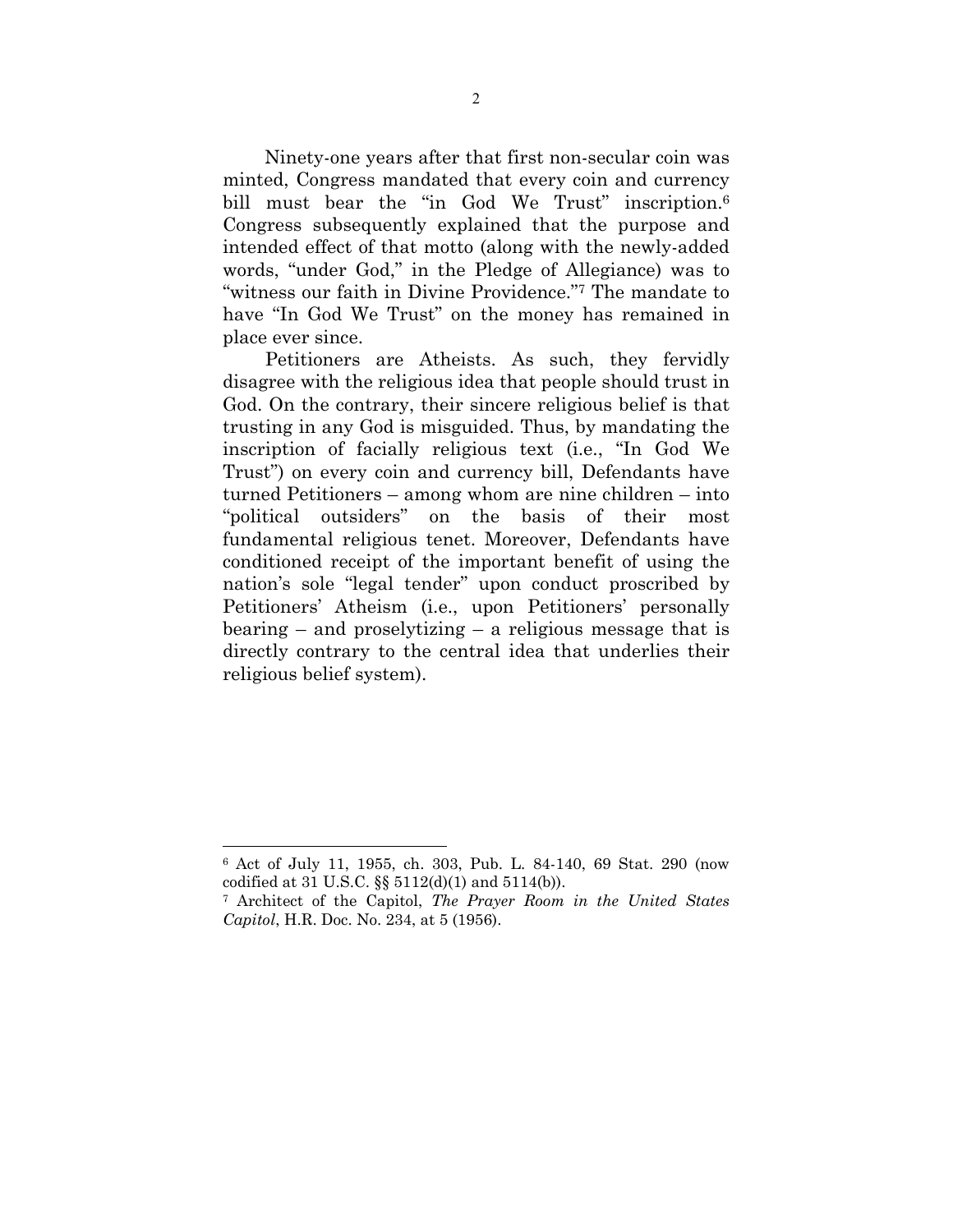Ninety-one years after that first non-secular coin was minted, Congress mandated that every coin and currency bill must bear the "in God We Trust" inscription.[6] Congress subsequently explained that the purpose and intended effect of that motto (along with the newly-added words, "under God," in the Pledge of Allegiance) was to "witness our faith in Divine Providence."[7] The mandate to have "In God We Trust" on the money has remained in place ever since.

Petitioners are Atheists. As such, they fervidly disagree with the religious idea that people should trust in God. On the contrary, their sincere religious belief is that trusting in any God is misguided. Thus, by mandating the inscription of facially religious text (i.e., "In God We Trust") on every coin and currency bill, Defendants have turned Petitioners – among whom are nine children – into "political outsiders" on the basis of their most fundamental religious tenet. Moreover, Defendants have conditioned receipt of the important benefit of using the nation's sole "legal tender" upon conduct proscribed by Petitioners' Atheism (i.e., upon Petitioners' personally bearing – and proselytizing – a religious message that is directly contrary to the central idea that underlies their religious belief system).

---

[6] Act of July 11, 1955, ch. 303, Pub. L. 84-140, 69 Stat. 290 (now codified at 31 U.S.C. §§ 5112(d)(1) and 5114(b)).

[7] Architect of the Capitol, *The Prayer Room in the United States Capitol*, H.R. Doc. No. 234, at 5 (1956).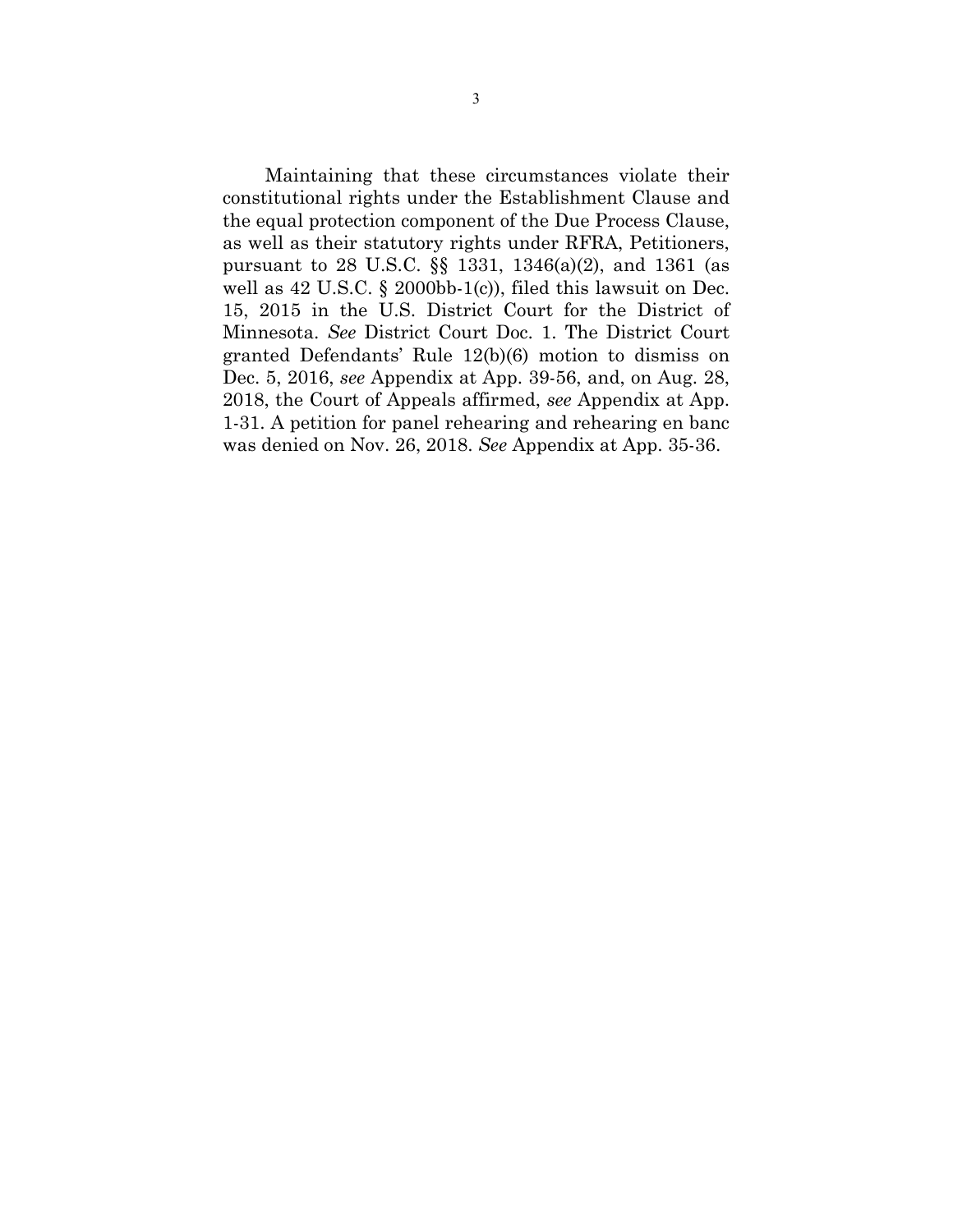Maintaining that these circumstances violate their constitutional rights under the Establishment Clause and the equal protection component of the Due Process Clause, as well as their statutory rights under RFRA, Petitioners, pursuant to 28 U.S.C. §§ 1331, 1346(a)(2), and 1361 (as well as 42 U.S.C. § 2000bb-1(c)), filed this lawsuit on Dec. 15, 2015 in the U.S. District Court for the District of Minnesota. *See* District Court Doc. 1. The District Court granted Defendants' Rule 12(b)(6) motion to dismiss on Dec. 5, 2016, *see* Appendix at App. 39-56, and, on Aug. 28, 2018, the Court of Appeals affirmed, *see* Appendix at App. 1-31. A petition for panel rehearing and rehearing en banc was denied on Nov. 26, 2018. *See* Appendix at App. 35-36.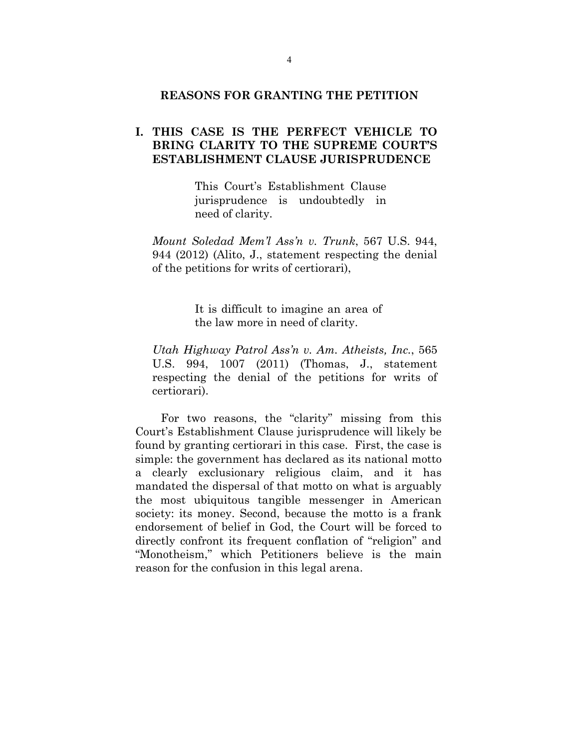## REASONS FOR GRANTING THE PETITION

### I. THIS CASE IS THE PERFECT VEHICLE TO BRING CLARITY TO THE SUPREME COURT'S ESTABLISHMENT CLAUSE JURISPRUDENCE

> This Court's Establishment Clause jurisprudence is undoubtedly in need of clarity.

*Mount Soledad Mem'l Ass'n v. Trunk*, 567 U.S. 944, 944 (2012) (Alito, J., statement respecting the denial of the petitions for writs of certiorari),

> It is difficult to imagine an area of the law more in need of clarity.

*Utah Highway Patrol Ass'n v. Am. Atheists, Inc.*, 565 U.S. 994, 1007 (2011) (Thomas, J., statement respecting the denial of the petitions for writs of certiorari).

For two reasons, the "clarity" missing from this Court's Establishment Clause jurisprudence will likely be found by granting certiorari in this case. First, the case is simple: the government has declared as its national motto a clearly exclusionary religious claim, and it has mandated the dispersal of that motto on what is arguably the most ubiquitous tangible messenger in American society: its money. Second, because the motto is a frank endorsement of belief in God, the Court will be forced to directly confront its frequent conflation of "religion" and "Monotheism," which Petitioners believe is the main reason for the confusion in this legal arena.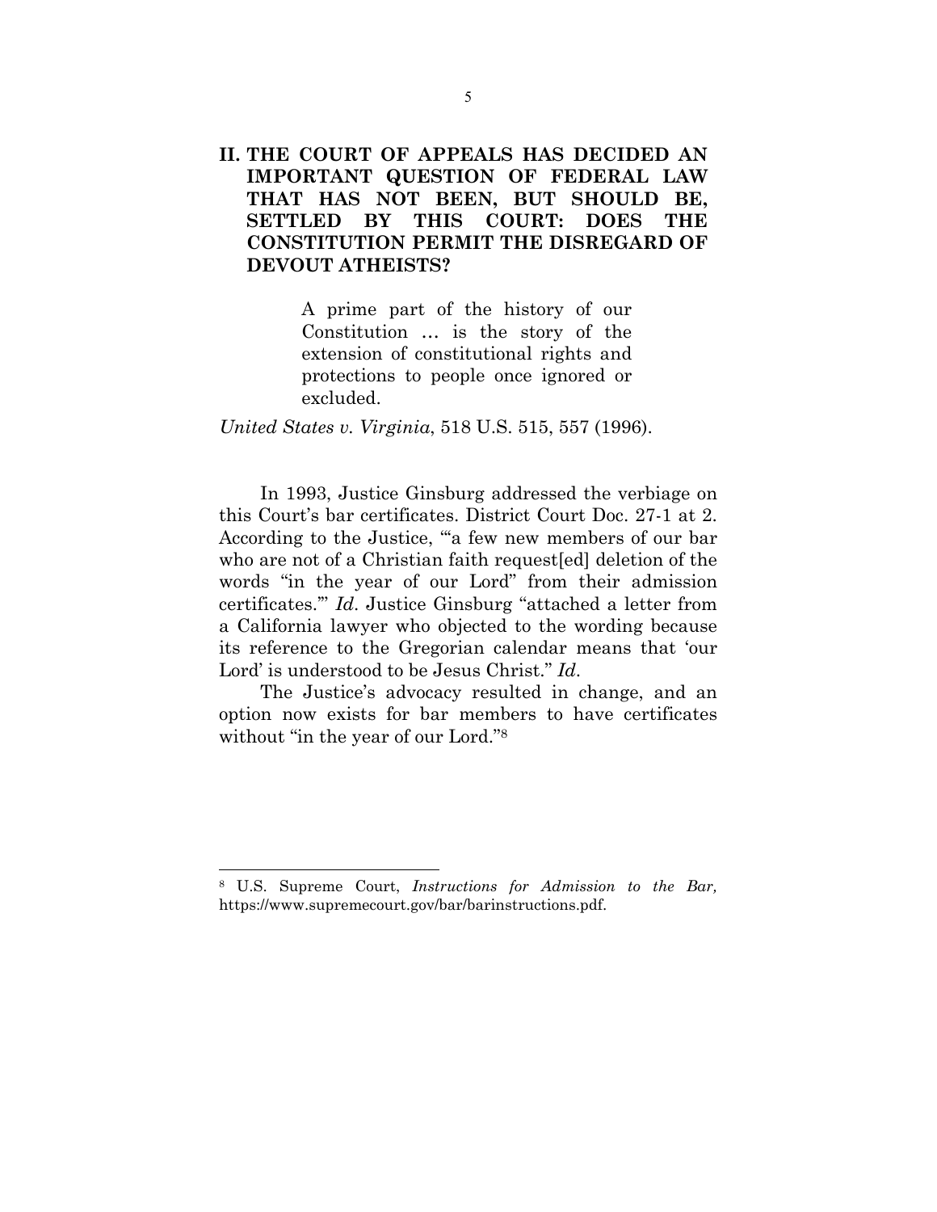## II. THE COURT OF APPEALS HAS DECIDED AN IMPORTANT QUESTION OF FEDERAL LAW THAT HAS NOT BEEN, BUT SHOULD BE, SETTLED BY THIS COURT: DOES THE CONSTITUTION PERMIT THE DISREGARD OF DEVOUT ATHEISTS?

> A prime part of the history of our Constitution … is the story of the extension of constitutional rights and protections to people once ignored or excluded.

*United States v. Virginia*, 518 U.S. 515, 557 (1996).

In 1993, Justice Ginsburg addressed the verbiage on this Court's bar certificates. District Court Doc. 27-1 at 2. According to the Justice, "'a few new members of our bar who are not of a Christian faith request[ed] deletion of the words "in the year of our Lord" from their admission certificates.'" *Id*. Justice Ginsburg "attached a letter from a California lawyer who objected to the wording because its reference to the Gregorian calendar means that 'our Lord' is understood to be Jesus Christ." *Id*.

The Justice's advocacy resulted in change, and an option now exists for bar members to have certificates without "in the year of our Lord."[8]

---

[8] U.S. Supreme Court, *Instructions for Admission to the Bar,* https://www.supremecourt.gov/bar/barinstructions.pdf.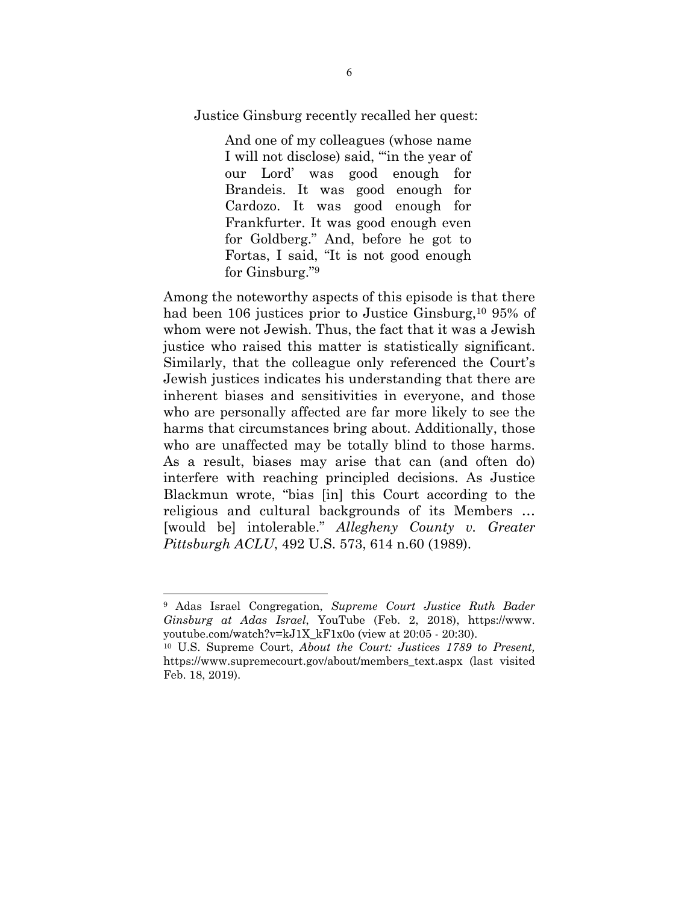Justice Ginsburg recently recalled her quest:

> And one of my colleagues (whose name I will not disclose) said, "'in the year of our Lord' was good enough for Brandeis. It was good enough for Cardozo. It was good enough for Frankfurter. It was good enough even for Goldberg." And, before he got to Fortas, I said, "It is not good enough for Ginsburg."[9]

Among the noteworthy aspects of this episode is that there had been 106 justices prior to Justice Ginsburg,[10] 95% of whom were not Jewish. Thus, the fact that it was a Jewish justice who raised this matter is statistically significant. Similarly, that the colleague only referenced the Court's Jewish justices indicates his understanding that there are inherent biases and sensitivities in everyone, and those who are personally affected are far more likely to see the harms that circumstances bring about. Additionally, those who are unaffected may be totally blind to those harms. As a result, biases may arise that can (and often do) interfere with reaching principled decisions. As Justice Blackmun wrote, "bias [in] this Court according to the religious and cultural backgrounds of its Members … [would be] intolerable." *Allegheny County v. Greater Pittsburgh ACLU*, 492 U.S. 573, 614 n.60 (1989).

---

[9] Adas Israel Congregation, *Supreme Court Justice Ruth Bader Ginsburg at Adas Israel*, YouTube (Feb. 2, 2018), https://www.youtube.com/watch?v=kJ1X_kF1x0o (view at 20:05 - 20:30).

[10] U.S. Supreme Court, *About the Court: Justices 1789 to Present,* https://www.supremecourt.gov/about/members_text.aspx (last visited Feb. 18, 2019).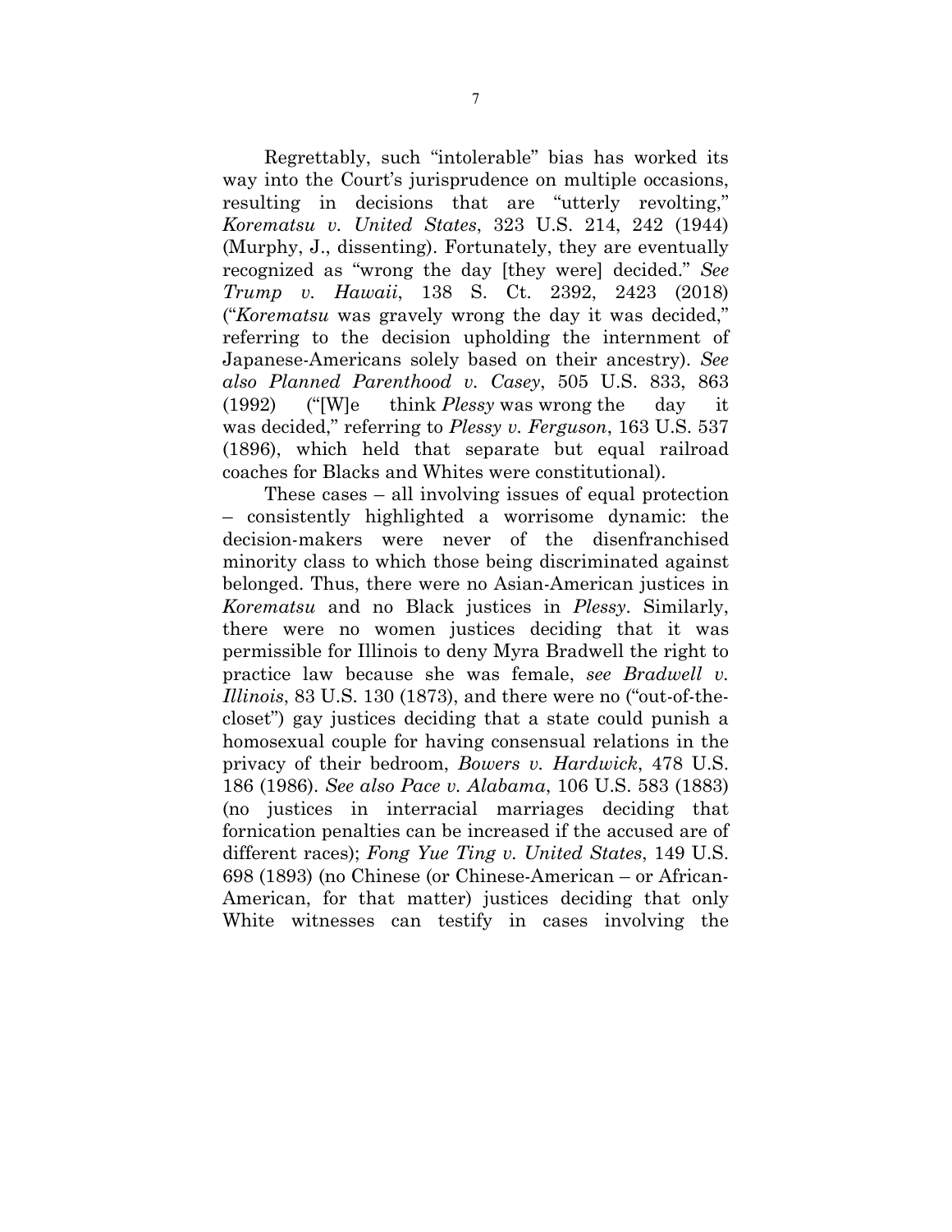Regrettably, such "intolerable" bias has worked its way into the Court's jurisprudence on multiple occasions, resulting in decisions that are "utterly revolting," *Korematsu v. United States*, 323 U.S. 214, 242 (1944) (Murphy, J., dissenting). Fortunately, they are eventually recognized as "wrong the day [they were] decided." *See Trump v. Hawaii*, 138 S. Ct. 2392, 2423 (2018) ("*Korematsu* was gravely wrong the day it was decided," referring to the decision upholding the internment of Japanese-Americans solely based on their ancestry). *See also Planned Parenthood v. Casey*, 505 U.S. 833, 863 (1992) ("[W]e think *Plessy* was wrong the day it was decided," referring to *Plessy v. Ferguson*, 163 U.S. 537 (1896), which held that separate but equal railroad coaches for Blacks and Whites were constitutional).

These cases – all involving issues of equal protection – consistently highlighted a worrisome dynamic: the decision-makers were never of the disenfranchised minority class to which those being discriminated against belonged. Thus, there were no Asian-American justices in *Korematsu* and no Black justices in *Plessy*. Similarly, there were no women justices deciding that it was permissible for Illinois to deny Myra Bradwell the right to practice law because she was female, *see Bradwell v. Illinois*, 83 U.S. 130 (1873), and there were no ("out-of-the-closet") gay justices deciding that a state could punish a homosexual couple for having consensual relations in the privacy of their bedroom, *Bowers v. Hardwick*, 478 U.S. 186 (1986). *See also Pace v. Alabama*, 106 U.S. 583 (1883) (no justices in interracial marriages deciding that fornication penalties can be increased if the accused are of different races); *Fong Yue Ting v. United States*, 149 U.S. 698 (1893) (no Chinese (or Chinese-American – or African-American, for that matter) justices deciding that only White witnesses can testify in cases involving the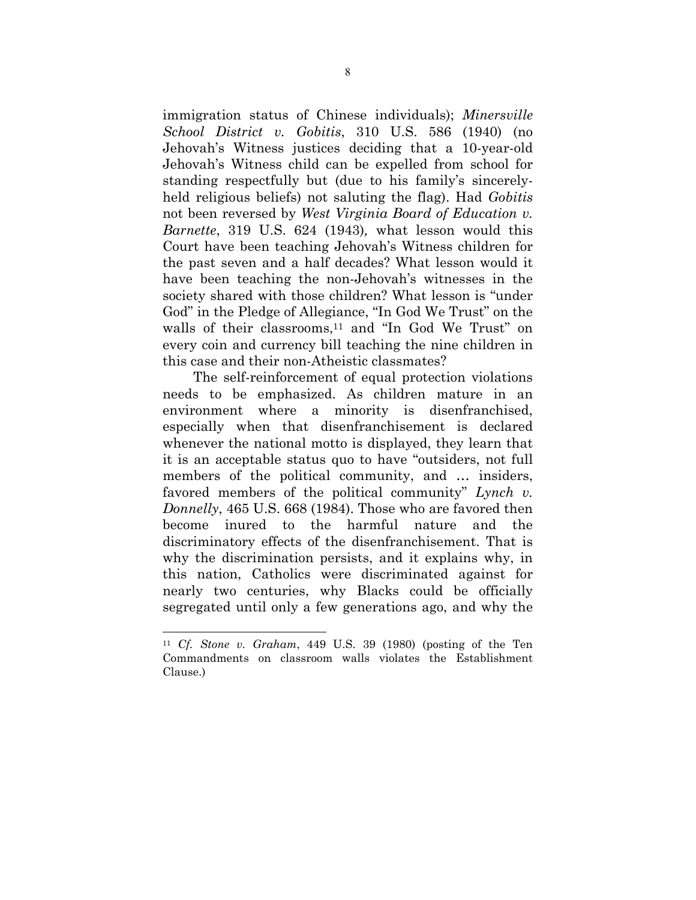immigration status of Chinese individuals); *Minersville School District v. Gobitis*, 310 U.S. 586 (1940) (no Jehovah's Witness justices deciding that a 10-year-old Jehovah's Witness child can be expelled from school for standing respectfully but (due to his family's sincerely-held religious beliefs) not saluting the flag). Had *Gobitis* not been reversed by *West Virginia Board of Education v. Barnette*, 319 U.S. 624 (1943), what lesson would this Court have been teaching Jehovah's Witness children for the past seven and a half decades? What lesson would it have been teaching the non-Jehovah's witnesses in the society shared with those children? What lesson is "under God" in the Pledge of Allegiance, "In God We Trust" on the walls of their classrooms,[11] and "In God We Trust" on every coin and currency bill teaching the nine children in this case and their non-Atheistic classmates?

The self-reinforcement of equal protection violations needs to be emphasized. As children mature in an environment where a minority is disenfranchised, especially when that disenfranchisement is declared whenever the national motto is displayed, they learn that it is an acceptable status quo to have "outsiders, not full members of the political community, and … insiders, favored members of the political community" *Lynch v. Donnelly*, 465 U.S. 668 (1984). Those who are favored then become inured to the harmful nature and the discriminatory effects of the disenfranchisement. That is why the discrimination persists, and it explains why, in this nation, Catholics were discriminated against for nearly two centuries, why Blacks could be officially segregated until only a few generations ago, and why the

---

[11] *Cf. Stone v. Graham*, 449 U.S. 39 (1980) (posting of the Ten Commandments on classroom walls violates the Establishment Clause.)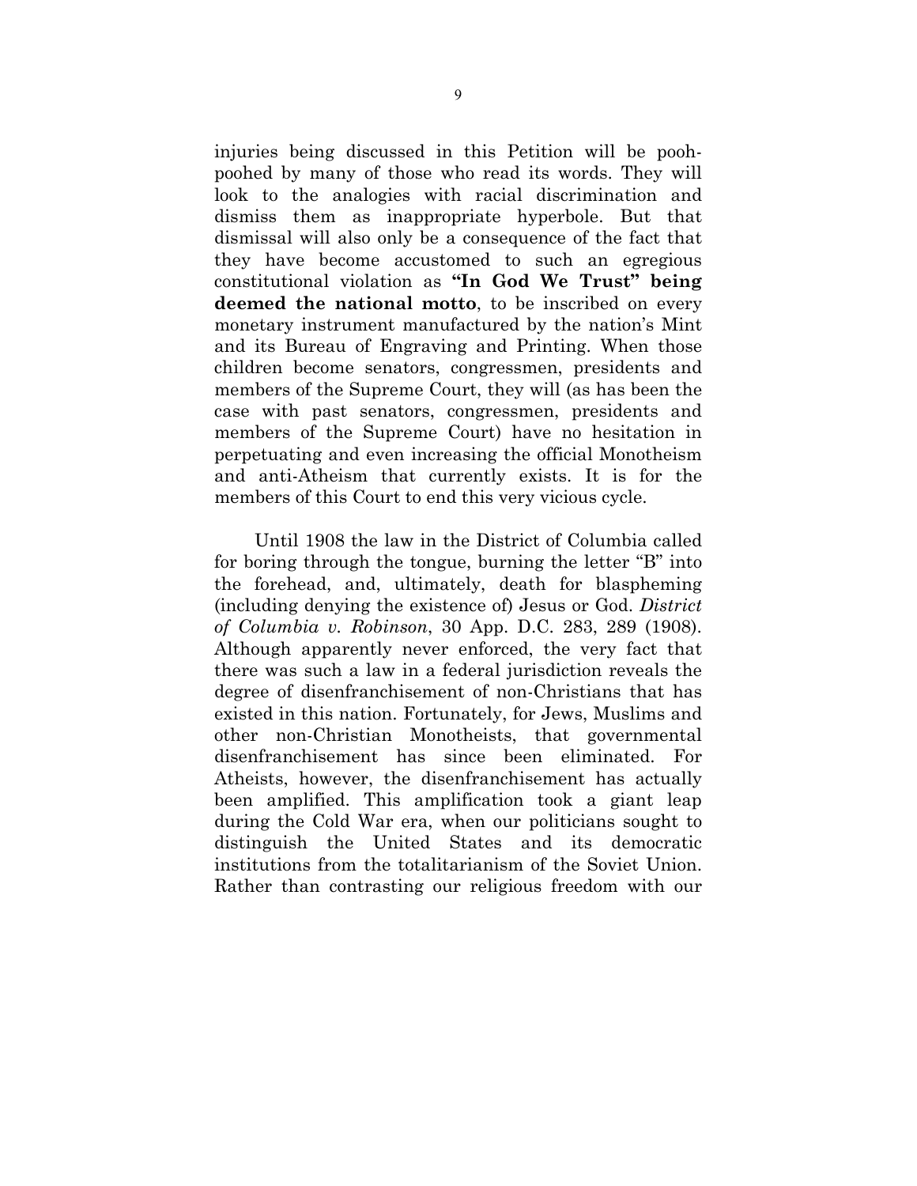injuries being discussed in this Petition will be pooh-poohed by many of those who read its words. They will look to the analogies with racial discrimination and dismiss them as inappropriate hyperbole. But that dismissal will also only be a consequence of the fact that they have become accustomed to such an egregious constitutional violation as **"In God We Trust" being deemed the national motto**, to be inscribed on every monetary instrument manufactured by the nation's Mint and its Bureau of Engraving and Printing. When those children become senators, congressmen, presidents and members of the Supreme Court, they will (as has been the case with past senators, congressmen, presidents and members of the Supreme Court) have no hesitation in perpetuating and even increasing the official Monotheism and anti-Atheism that currently exists. It is for the members of this Court to end this very vicious cycle.

Until 1908 the law in the District of Columbia called for boring through the tongue, burning the letter "B" into the forehead, and, ultimately, death for blaspheming (including denying the existence of) Jesus or God. *District of Columbia v. Robinson*, 30 App. D.C. 283, 289 (1908). Although apparently never enforced, the very fact that there was such a law in a federal jurisdiction reveals the degree of disenfranchisement of non-Christians that has existed in this nation. Fortunately, for Jews, Muslims and other non-Christian Monotheists, that governmental disenfranchisement has since been eliminated. For Atheists, however, the disenfranchisement has actually been amplified. This amplification took a giant leap during the Cold War era, when our politicians sought to distinguish the United States and its democratic institutions from the totalitarianism of the Soviet Union. Rather than contrasting our religious freedom with our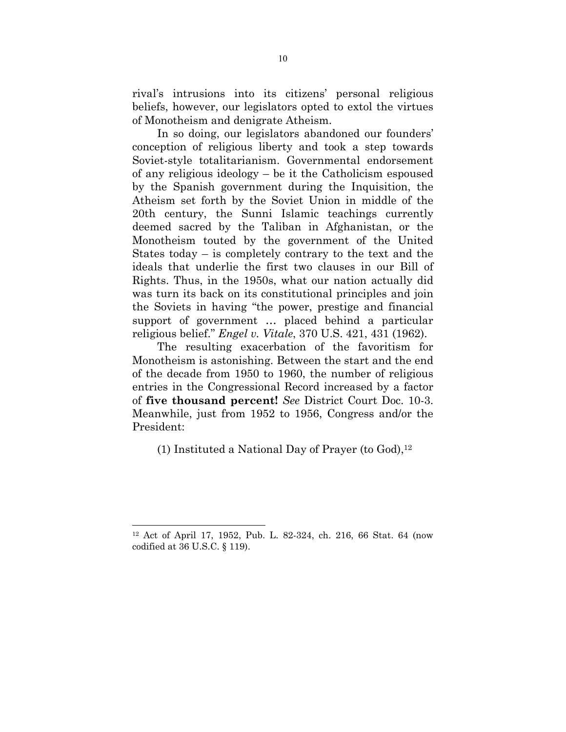rival's intrusions into its citizens' personal religious beliefs, however, our legislators opted to extol the virtues of Monotheism and denigrate Atheism.

In so doing, our legislators abandoned our founders' conception of religious liberty and took a step towards Soviet-style totalitarianism. Governmental endorsement of any religious ideology – be it the Catholicism espoused by the Spanish government during the Inquisition, the Atheism set forth by the Soviet Union in middle of the 20th century, the Sunni Islamic teachings currently deemed sacred by the Taliban in Afghanistan, or the Monotheism touted by the government of the United States today – is completely contrary to the text and the ideals that underlie the first two clauses in our Bill of Rights. Thus, in the 1950s, what our nation actually did was turn its back on its constitutional principles and join the Soviets in having "the power, prestige and financial support of government … placed behind a particular religious belief." *Engel v. Vitale*, 370 U.S. 421, 431 (1962).

The resulting exacerbation of the favoritism for Monotheism is astonishing. Between the start and the end of the decade from 1950 to 1960, the number of religious entries in the Congressional Record increased by a factor of **five thousand percent!** *See* District Court Doc. 10-3. Meanwhile, just from 1952 to 1956, Congress and/or the President:

(1) Instituted a National Day of Prayer (to God),[12]

---

[12] Act of April 17, 1952, Pub. L. 82-324, ch. 216, 66 Stat. 64 (now codified at 36 U.S.C. § 119).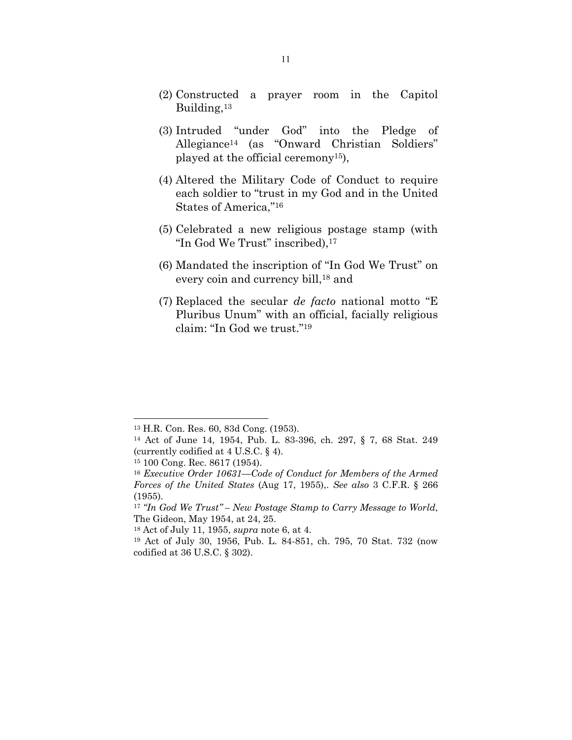(2) Constructed a prayer room in the Capitol Building,[13]

(3) Intruded "under God" into the Pledge of Allegiance[14] (as "Onward Christian Soldiers" played at the official ceremony[15]),

(4) Altered the Military Code of Conduct to require each soldier to "trust in my God and in the United States of America,"[16]

(5) Celebrated a new religious postage stamp (with "In God We Trust" inscribed),[17]

(6) Mandated the inscription of "In God We Trust" on every coin and currency bill,[18] and

(7) Replaced the secular *de facto* national motto "E Pluribus Unum" with an official, facially religious claim: "In God we trust."[19]

---

[13] H.R. Con. Res. 60, 83d Cong. (1953).

[14] Act of June 14, 1954, Pub. L. 83-396, ch. 297, § 7, 68 Stat. 249 (currently codified at 4 U.S.C. § 4).

[15] 100 Cong. Rec. 8617 (1954).

[16] *Executive Order 10631—Code of Conduct for Members of the Armed Forces of the United States* (Aug 17, 1955),. *See also* 3 C.F.R. § 266 (1955).

[17] *"In God We Trust" – New Postage Stamp to Carry Message to World*, The Gideon, May 1954, at 24, 25.

[18] Act of July 11, 1955, *supra* note 6, at 4.

[19] Act of July 30, 1956, Pub. L. 84-851, ch. 795, 70 Stat. 732 (now codified at 36 U.S.C. § 302).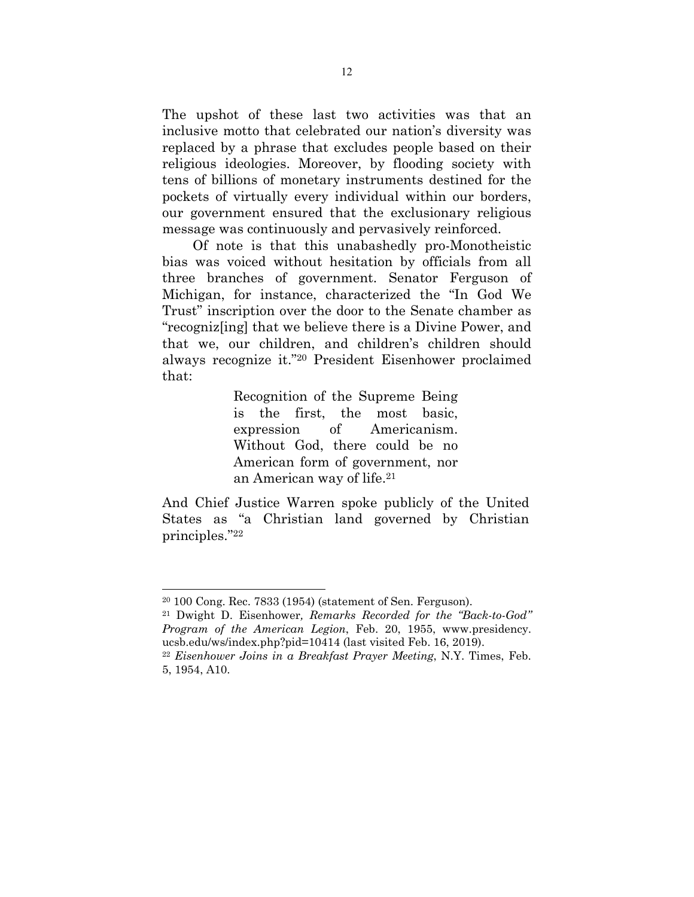The upshot of these last two activities was that an inclusive motto that celebrated our nation's diversity was replaced by a phrase that excludes people based on their religious ideologies. Moreover, by flooding society with tens of billions of monetary instruments destined for the pockets of virtually every individual within our borders, our government ensured that the exclusionary religious message was continuously and pervasively reinforced.

Of note is that this unabashedly pro-Monotheistic bias was voiced without hesitation by officials from all three branches of government. Senator Ferguson of Michigan, for instance, characterized the "In God We Trust" inscription over the door to the Senate chamber as "recogniz[ing] that we believe there is a Divine Power, and that we, our children, and children's children should always recognize it."[20] President Eisenhower proclaimed that:

> Recognition of the Supreme Being is the first, the most basic, expression of Americanism. Without God, there could be no American form of government, nor an American way of life.[21]

And Chief Justice Warren spoke publicly of the United States as "a Christian land governed by Christian principles."[22]

---

[20] 100 Cong. Rec. 7833 (1954) (statement of Sen. Ferguson).

[21] Dwight D. Eisenhower, *Remarks Recorded for the "Back-to-God" Program of the American Legion*, Feb. 20, 1955, www.presidency.ucsb.edu/ws/index.php?pid=10414 (last visited Feb. 16, 2019).

[22] *Eisenhower Joins in a Breakfast Prayer Meeting*, N.Y. Times, Feb. 5, 1954, A10.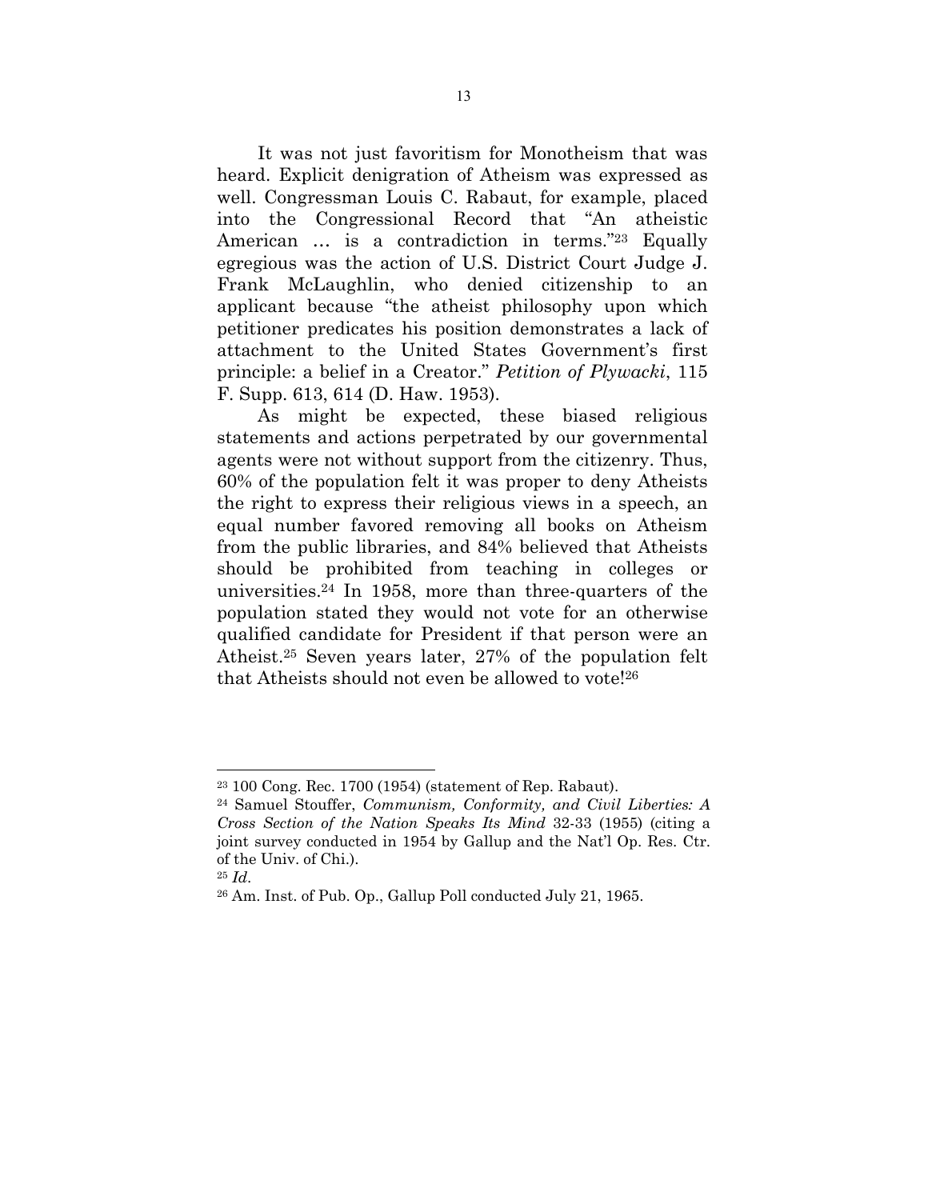It was not just favoritism for Monotheism that was heard. Explicit denigration of Atheism was expressed as well. Congressman Louis C. Rabaut, for example, placed into the Congressional Record that "An atheistic American … is a contradiction in terms."[23] Equally egregious was the action of U.S. District Court Judge J. Frank McLaughlin, who denied citizenship to an applicant because "the atheist philosophy upon which petitioner predicates his position demonstrates a lack of attachment to the United States Government's first principle: a belief in a Creator." *Petition of Plywacki*, 115 F. Supp. 613, 614 (D. Haw. 1953).

As might be expected, these biased religious statements and actions perpetrated by our governmental agents were not without support from the citizenry. Thus, 60% of the population felt it was proper to deny Atheists the right to express their religious views in a speech, an equal number favored removing all books on Atheism from the public libraries, and 84% believed that Atheists should be prohibited from teaching in colleges or universities.[24] In 1958, more than three-quarters of the population stated they would not vote for an otherwise qualified candidate for President if that person were an Atheist.[25] Seven years later, 27% of the population felt that Atheists should not even be allowed to vote![26]

---

[23] 100 Cong. Rec. 1700 (1954) (statement of Rep. Rabaut).

[24] Samuel Stouffer, *Communism, Conformity, and Civil Liberties: A Cross Section of the Nation Speaks Its Mind* 32-33 (1955) (citing a joint survey conducted in 1954 by Gallup and the Nat'l Op. Res. Ctr. of the Univ. of Chi.).

[25] *Id*.

[26] Am. Inst. of Pub. Op., Gallup Poll conducted July 21, 1965.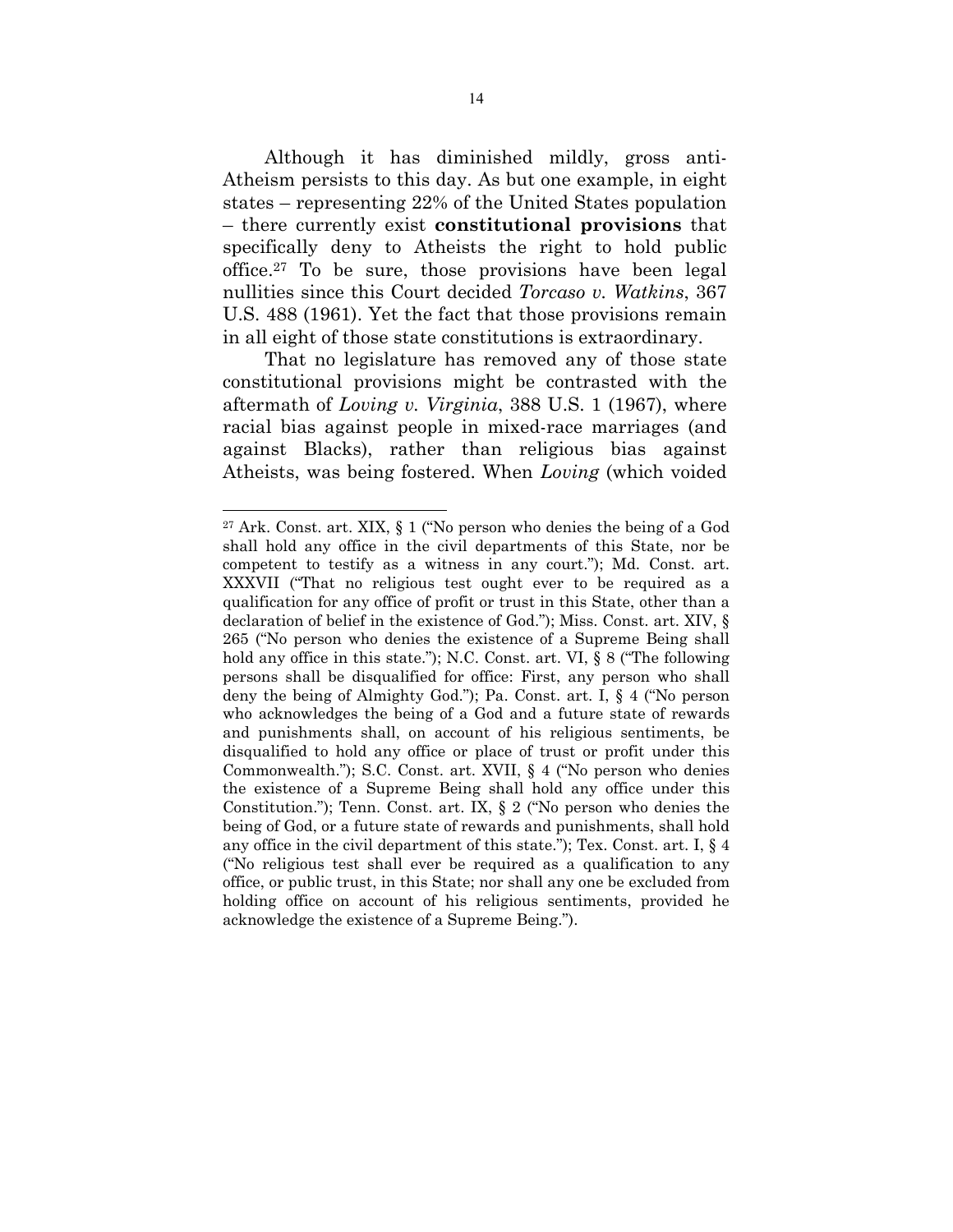Although it has diminished mildly, gross anti-Atheism persists to this day. As but one example, in eight states – representing 22% of the United States population – there currently exist **constitutional provisions** that specifically deny to Atheists the right to hold public office.[27] To be sure, those provisions have been legal nullities since this Court decided *Torcaso v. Watkins*, 367 U.S. 488 (1961). Yet the fact that those provisions remain in all eight of those state constitutions is extraordinary.

That no legislature has removed any of those state constitutional provisions might be contrasted with the aftermath of *Loving v. Virginia*, 388 U.S. 1 (1967), where racial bias against people in mixed-race marriages (and against Blacks), rather than religious bias against Atheists, was being fostered. When *Loving* (which voided

---

[27] Ark. Const. art. XIX, § 1 ("No person who denies the being of a God shall hold any office in the civil departments of this State, nor be competent to testify as a witness in any court."); Md. Const. art. XXXVII ("That no religious test ought ever to be required as a qualification for any office of profit or trust in this State, other than a declaration of belief in the existence of God."); Miss. Const. art. XIV, § 265 ("No person who denies the existence of a Supreme Being shall hold any office in this state."); N.C. Const. art. VI, § 8 ("The following persons shall be disqualified for office: First, any person who shall deny the being of Almighty God."); Pa. Const. art. I, § 4 ("No person who acknowledges the being of a God and a future state of rewards and punishments shall, on account of his religious sentiments, be disqualified to hold any office or place of trust or profit under this Commonwealth."); S.C. Const. art. XVII, § 4 ("No person who denies the existence of a Supreme Being shall hold any office under this Constitution."); Tenn. Const. art. IX, § 2 ("No person who denies the being of God, or a future state of rewards and punishments, shall hold any office in the civil department of this state."); Tex. Const. art. I, § 4 ("No religious test shall ever be required as a qualification to any office, or public trust, in this State; nor shall any one be excluded from holding office on account of his religious sentiments, provided he acknowledge the existence of a Supreme Being.").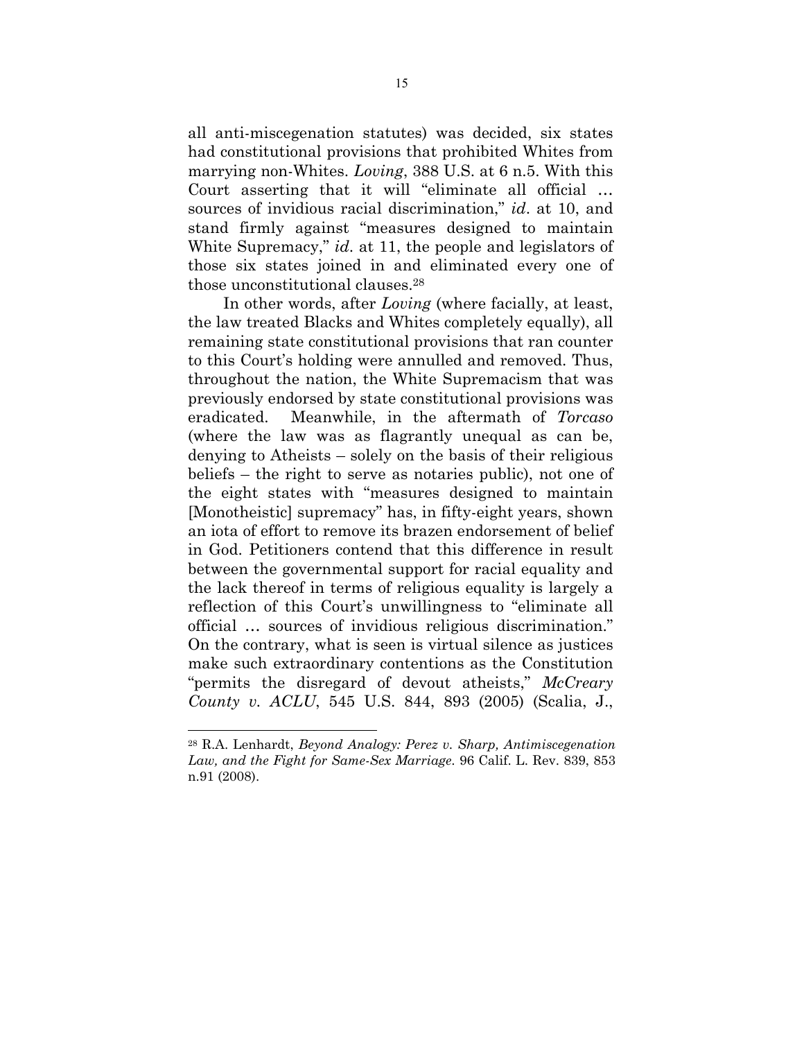all anti-miscegenation statutes) was decided, six states had constitutional provisions that prohibited Whites from marrying non-Whites. *Loving*, 388 U.S. at 6 n.5. With this Court asserting that it will "eliminate all official … sources of invidious racial discrimination," *id*. at 10, and stand firmly against "measures designed to maintain White Supremacy," *id*. at 11, the people and legislators of those six states joined in and eliminated every one of those unconstitutional clauses.[28]

In other words, after *Loving* (where facially, at least, the law treated Blacks and Whites completely equally), all remaining state constitutional provisions that ran counter to this Court's holding were annulled and removed. Thus, throughout the nation, the White Supremacism that was previously endorsed by state constitutional provisions was eradicated. Meanwhile, in the aftermath of *Torcaso* (where the law was as flagrantly unequal as can be, denying to Atheists – solely on the basis of their religious beliefs – the right to serve as notaries public), not one of the eight states with "measures designed to maintain [Monotheistic] supremacy" has, in fifty-eight years, shown an iota of effort to remove its brazen endorsement of belief in God. Petitioners contend that this difference in result between the governmental support for racial equality and the lack thereof in terms of religious equality is largely a reflection of this Court's unwillingness to "eliminate all official … sources of invidious religious discrimination." On the contrary, what is seen is virtual silence as justices make such extraordinary contentions as the Constitution "permits the disregard of devout atheists," *McCreary County v. ACLU*, 545 U.S. 844, 893 (2005) (Scalia, J.,

---

[28] R.A. Lenhardt, *Beyond Analogy: Perez v. Sharp, Antimiscegenation Law, and the Fight for Same-Sex Marriage*. 96 Calif. L. Rev. 839, 853 n.91 (2008).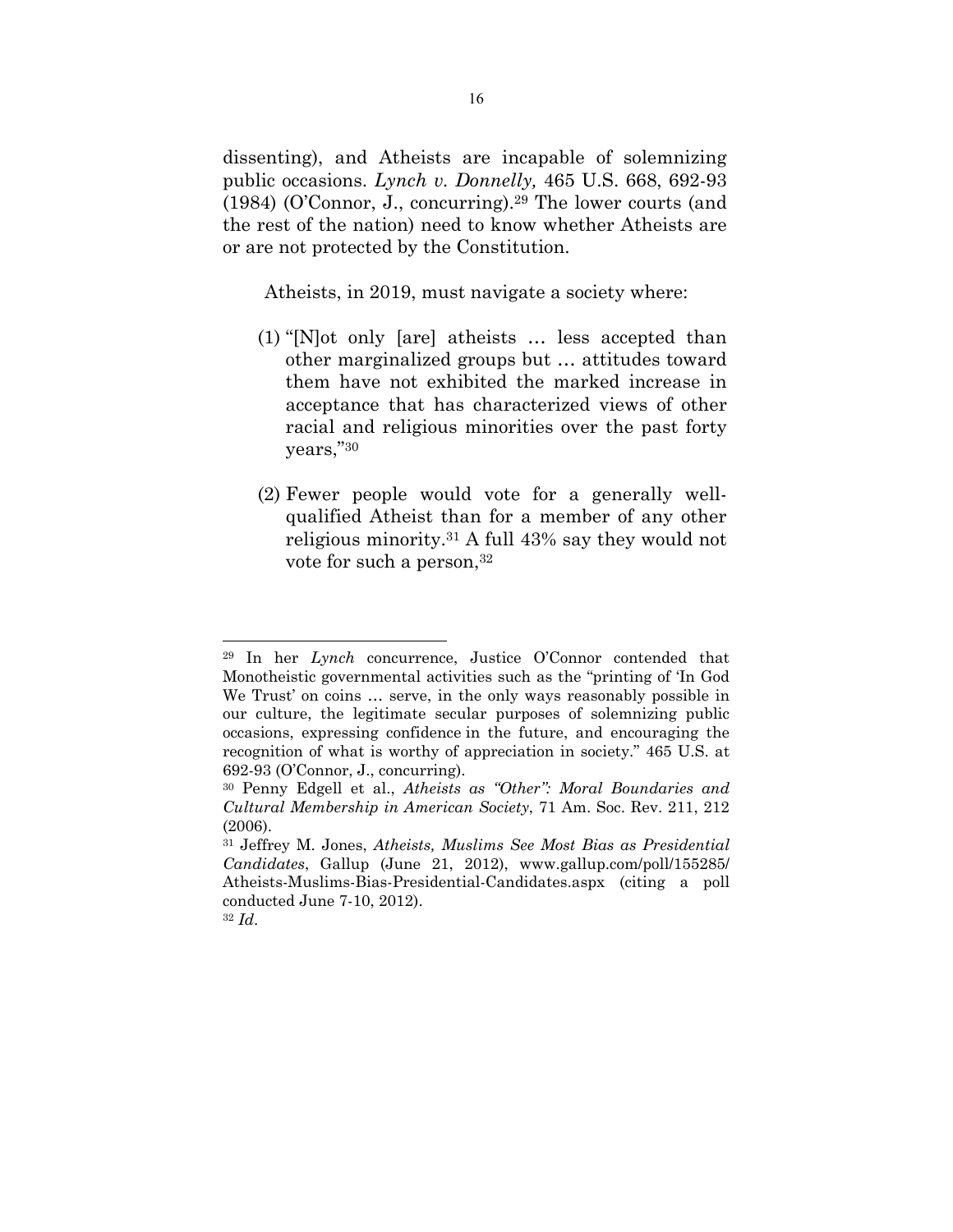dissenting), and Atheists are incapable of solemnizing public occasions. *Lynch v. Donnelly,* 465 U.S. 668, 692-93 (1984) (O'Connor, J., concurring).[29] The lower courts (and the rest of the nation) need to know whether Atheists are or are not protected by the Constitution.

Atheists, in 2019, must navigate a society where:

(1) "[N]ot only [are] atheists … less accepted than other marginalized groups but … attitudes toward them have not exhibited the marked increase in acceptance that has characterized views of other racial and religious minorities over the past forty years,"[30]

(2) Fewer people would vote for a generally well-qualified Atheist than for a member of any other religious minority.[31] A full 43% say they would not vote for such a person,[32]

---

[29] In her *Lynch* concurrence, Justice O'Connor contended that Monotheistic governmental activities such as the "printing of 'In God We Trust' on coins … serve, in the only ways reasonably possible in our culture, the legitimate secular purposes of solemnizing public occasions, expressing confidence in the future, and encouraging the recognition of what is worthy of appreciation in society." 465 U.S. at 692-93 (O'Connor, J., concurring).

[30] Penny Edgell et al., *Atheists as "Other": Moral Boundaries and Cultural Membership in American Society*, 71 Am. Soc. Rev. 211, 212 (2006).

[31] Jeffrey M. Jones, *Atheists, Muslims See Most Bias as Presidential Candidates*, Gallup (June 21, 2012), www.gallup.com/poll/155285/Atheists-Muslims-Bias-Presidential-Candidates.aspx (citing a poll conducted June 7-10, 2012).

[32] *Id.*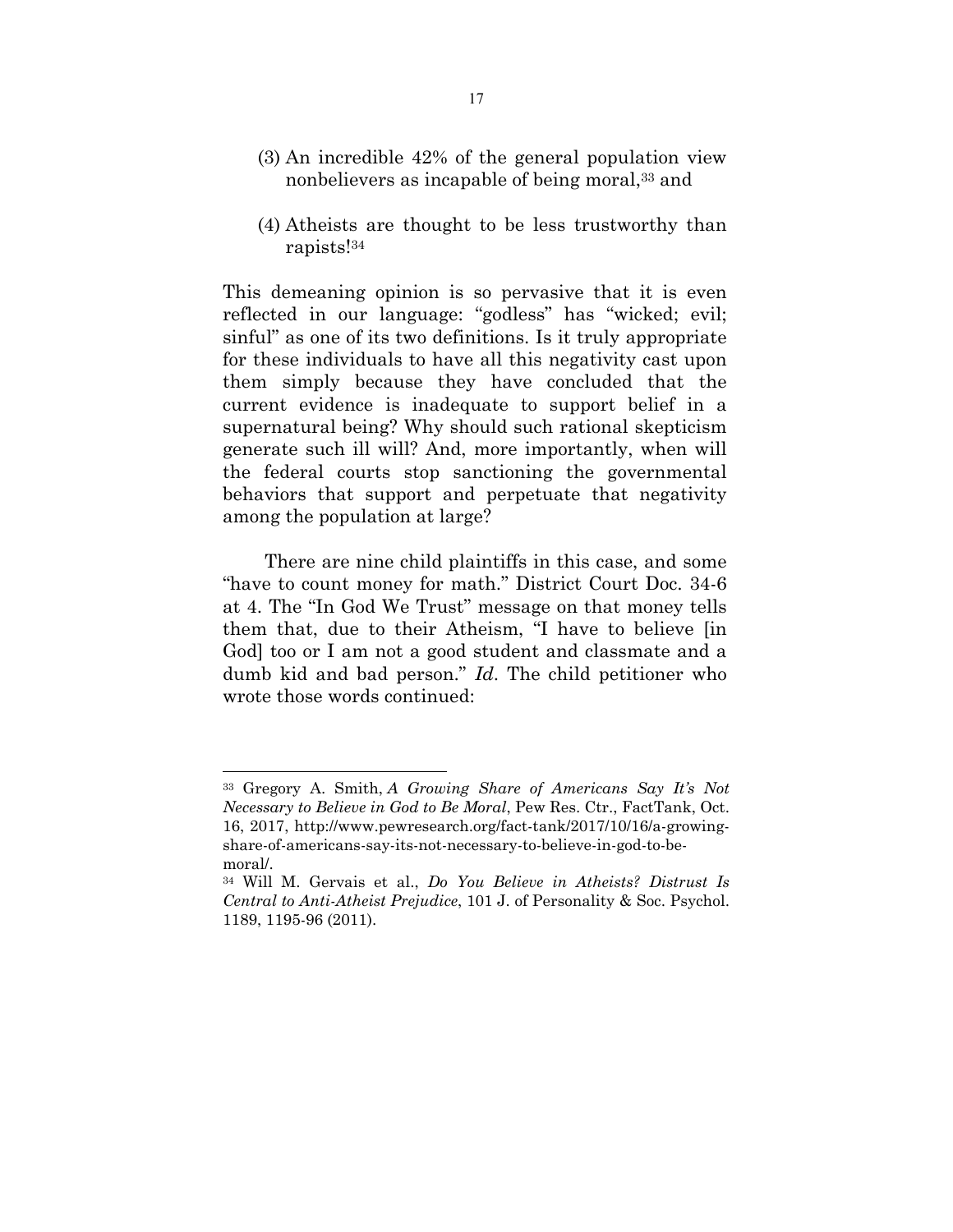(3) An incredible 42% of the general population view nonbelievers as incapable of being moral,[33] and

(4) Atheists are thought to be less trustworthy than rapists![34]

This demeaning opinion is so pervasive that it is even reflected in our language: "godless" has "wicked; evil; sinful" as one of its two definitions. Is it truly appropriate for these individuals to have all this negativity cast upon them simply because they have concluded that the current evidence is inadequate to support belief in a supernatural being? Why should such rational skepticism generate such ill will? And, more importantly, when will the federal courts stop sanctioning the governmental behaviors that support and perpetuate that negativity among the population at large?

There are nine child plaintiffs in this case, and some "have to count money for math." District Court Doc. 34-6 at 4. The "In God We Trust" message on that money tells them that, due to their Atheism, "I have to believe [in God] too or I am not a good student and classmate and a dumb kid and bad person." *Id*. The child petitioner who wrote those words continued:

---

[33] Gregory A. Smith, *A Growing Share of Americans Say It's Not Necessary to Believe in God to Be Moral*, Pew Res. Ctr., FactTank, Oct. 16, 2017, http://www.pewresearch.org/fact-tank/2017/10/16/a-growing-share-of-americans-say-its-not-necessary-to-believe-in-god-to-be-moral/.

[34] Will M. Gervais et al., *Do You Believe in Atheists? Distrust Is Central to Anti-Atheist Prejudice*, 101 J. of Personality & Soc. Psychol. 1189, 1195-96 (2011).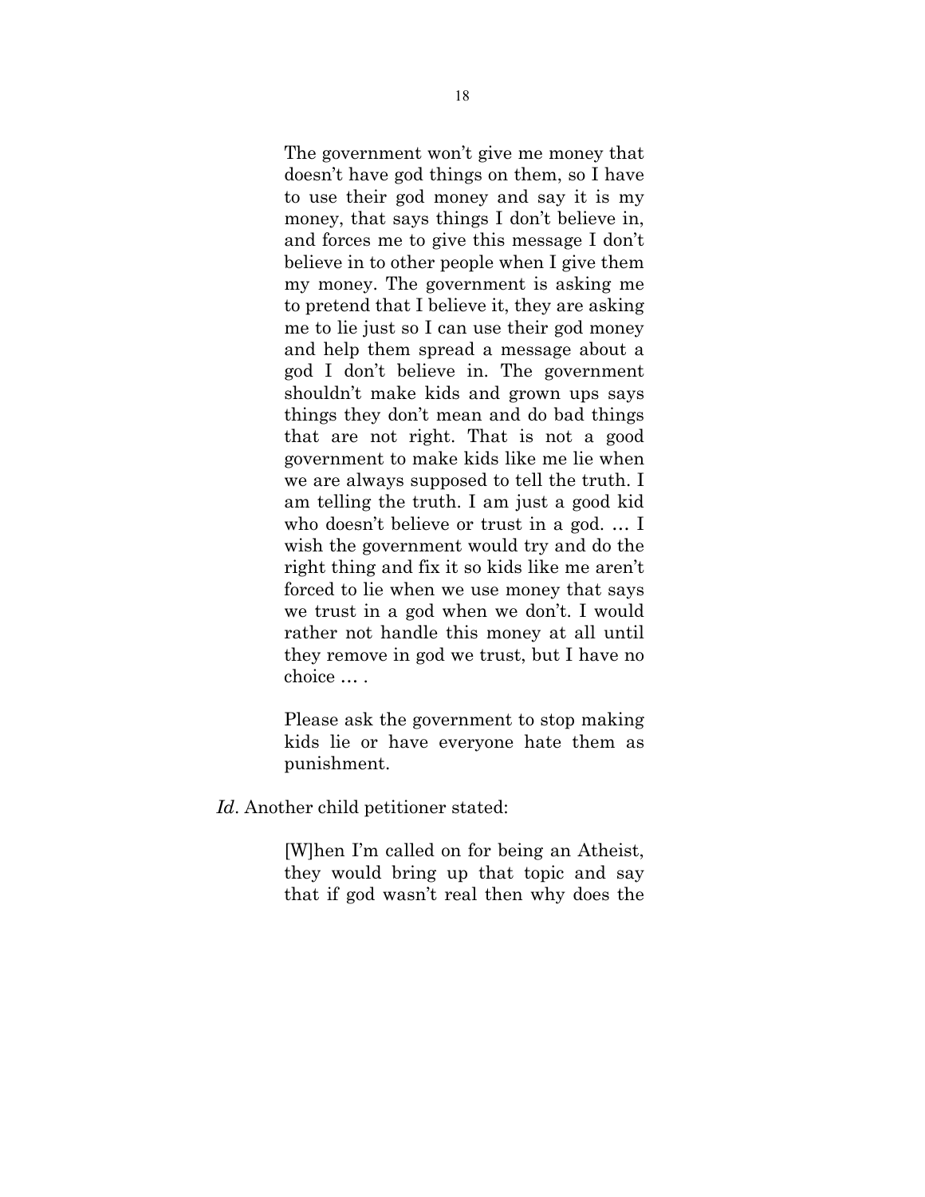> The government won't give me money that doesn't have god things on them, so I have to use their god money and say it is my money, that says things I don't believe in, and forces me to give this message I don't believe in to other people when I give them my money. The government is asking me to pretend that I believe it, they are asking me to lie just so I can use their god money and help them spread a message about a god I don't believe in. The government shouldn't make kids and grown ups says things they don't mean and do bad things that are not right. That is not a good government to make kids like me lie when we are always supposed to tell the truth. I am telling the truth. I am just a good kid who doesn't believe or trust in a god. … I wish the government would try and do the right thing and fix it so kids like me aren't forced to lie when we use money that says we trust in a god when we don't. I would rather not handle this money at all until they remove in god we trust, but I have no choice … .
>
> Please ask the government to stop making kids lie or have everyone hate them as punishment.

*Id*. Another child petitioner stated:

> [W]hen I'm called on for being an Atheist, they would bring up that topic and say that if god wasn't real then why does the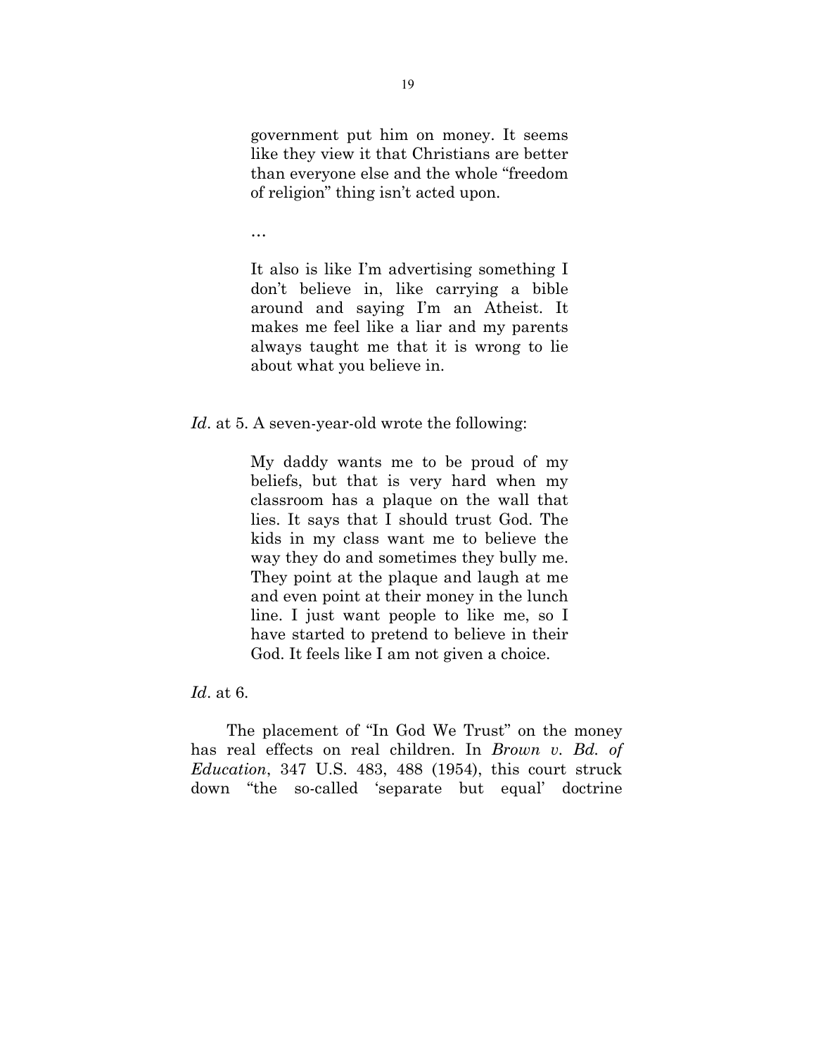> government put him on money. It seems like they view it that Christians are better than everyone else and the whole "freedom of religion" thing isn't acted upon.
>
> …
>
> It also is like I'm advertising something I don't believe in, like carrying a bible around and saying I'm an Atheist. It makes me feel like a liar and my parents always taught me that it is wrong to lie about what you believe in.

*Id*. at 5. A seven-year-old wrote the following:

> My daddy wants me to be proud of my beliefs, but that is very hard when my classroom has a plaque on the wall that lies. It says that I should trust God. The kids in my class want me to believe the way they do and sometimes they bully me. They point at the plaque and laugh at me and even point at their money in the lunch line. I just want people to like me, so I have started to pretend to believe in their God. It feels like I am not given a choice.

*Id*. at 6.

The placement of "In God We Trust" on the money has real effects on real children. In *Brown v. Bd. of Education*, 347 U.S. 483, 488 (1954), this court struck down "the so-called 'separate but equal' doctrine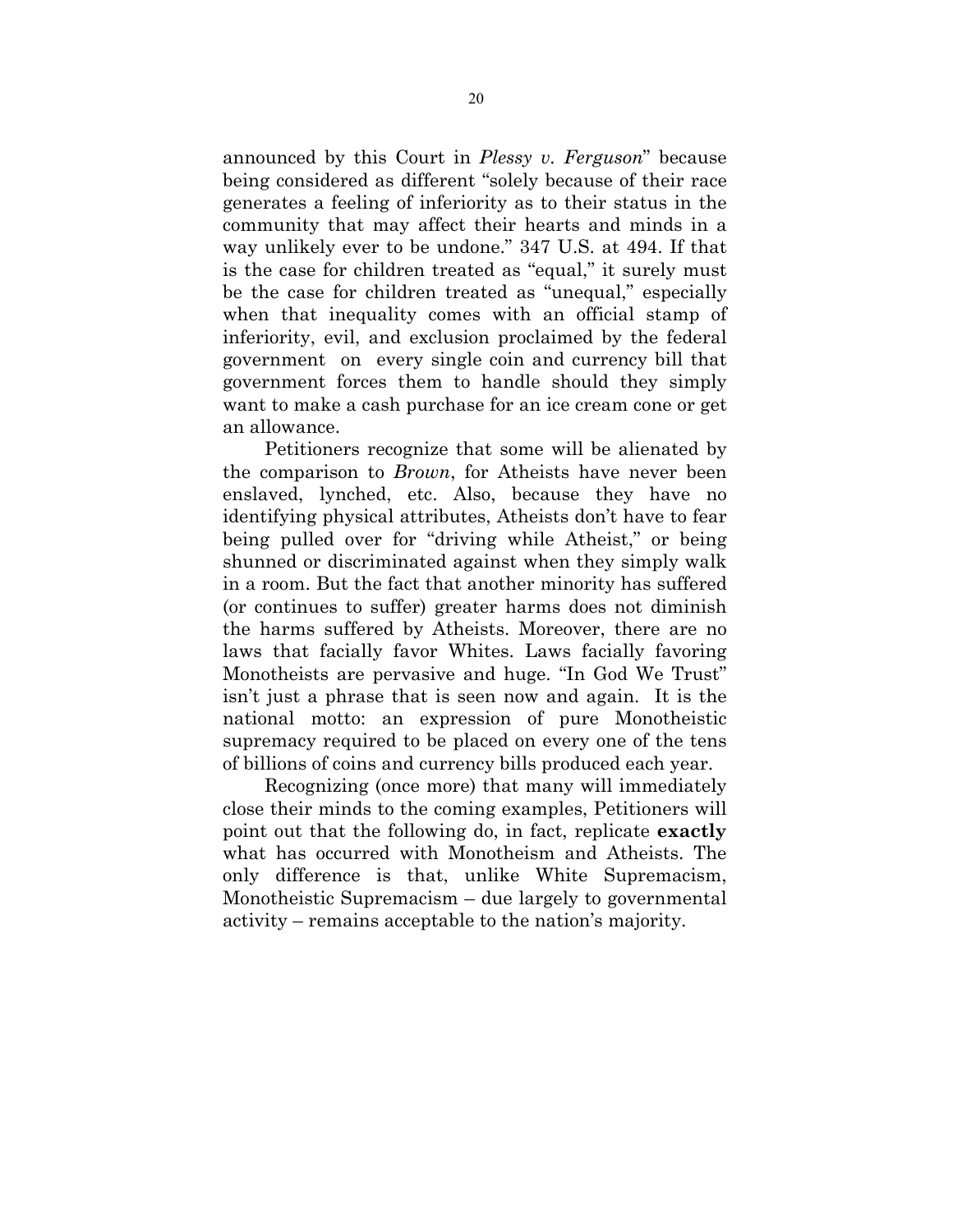announced by this Court in *Plessy v. Ferguson*" because being considered as different "solely because of their race generates a feeling of inferiority as to their status in the community that may affect their hearts and minds in a way unlikely ever to be undone." 347 U.S. at 494. If that is the case for children treated as "equal," it surely must be the case for children treated as "unequal," especially when that inequality comes with an official stamp of inferiority, evil, and exclusion proclaimed by the federal government on every single coin and currency bill that government forces them to handle should they simply want to make a cash purchase for an ice cream cone or get an allowance.

Petitioners recognize that some will be alienated by the comparison to *Brown*, for Atheists have never been enslaved, lynched, etc. Also, because they have no identifying physical attributes, Atheists don't have to fear being pulled over for "driving while Atheist," or being shunned or discriminated against when they simply walk in a room. But the fact that another minority has suffered (or continues to suffer) greater harms does not diminish the harms suffered by Atheists. Moreover, there are no laws that facially favor Whites. Laws facially favoring Monotheists are pervasive and huge. "In God We Trust" isn't just a phrase that is seen now and again. It is the national motto: an expression of pure Monotheistic supremacy required to be placed on every one of the tens of billions of coins and currency bills produced each year.

Recognizing (once more) that many will immediately close their minds to the coming examples, Petitioners will point out that the following do, in fact, replicate **exactly** what has occurred with Monotheism and Atheists. The only difference is that, unlike White Supremacism, Monotheistic Supremacism – due largely to governmental activity – remains acceptable to the nation's majority.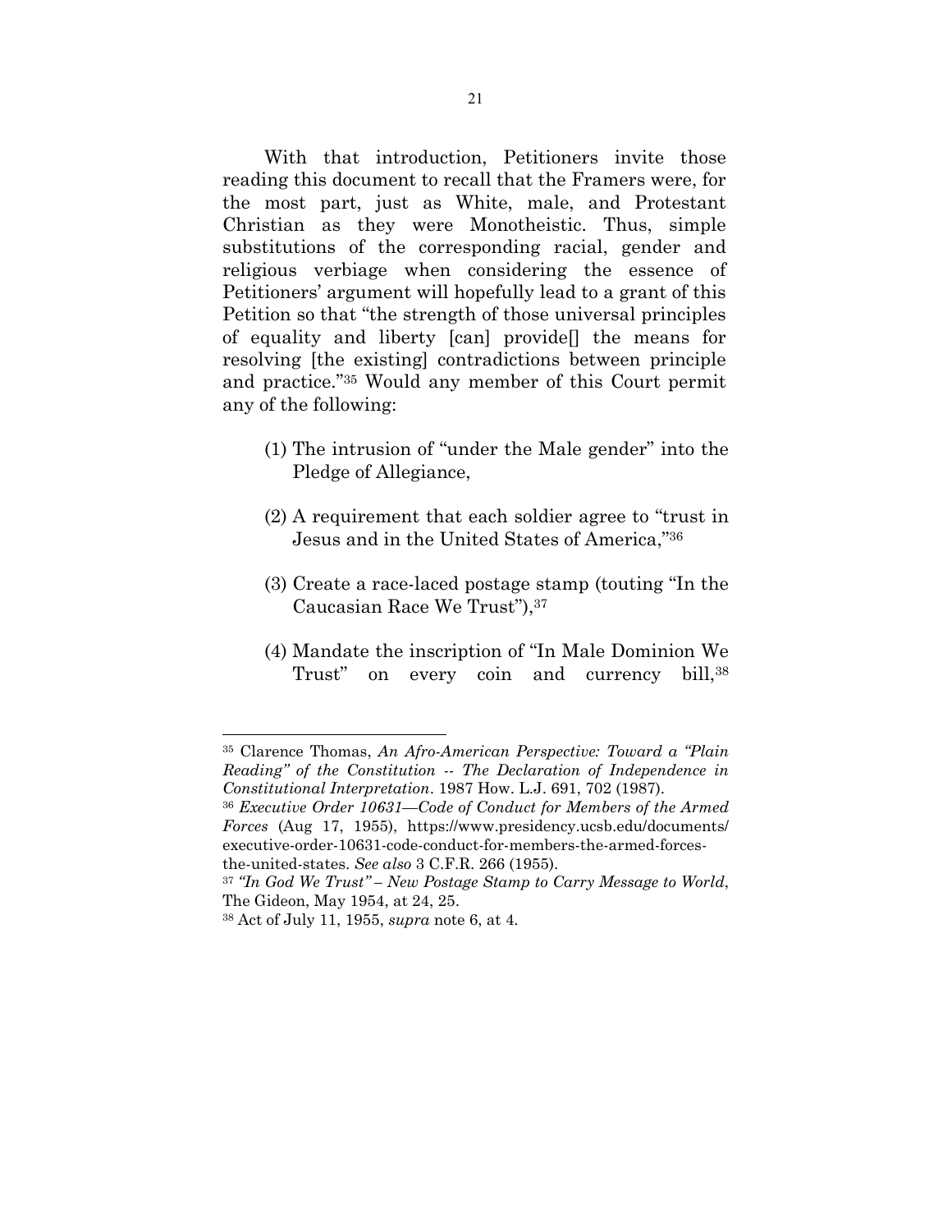With that introduction, Petitioners invite those reading this document to recall that the Framers were, for the most part, just as White, male, and Protestant Christian as they were Monotheistic. Thus, simple substitutions of the corresponding racial, gender and religious verbiage when considering the essence of Petitioners' argument will hopefully lead to a grant of this Petition so that "the strength of those universal principles of equality and liberty [can] provide[] the means for resolving [the existing] contradictions between principle and practice."[35] Would any member of this Court permit any of the following:

(1) The intrusion of "under the Male gender" into the Pledge of Allegiance,

(2) A requirement that each soldier agree to "trust in Jesus and in the United States of America,"[36]

(3) Create a race-laced postage stamp (touting "In the Caucasian Race We Trust"),[37]

(4) Mandate the inscription of "In Male Dominion We Trust" on every coin and currency bill,[38]

---

[35] Clarence Thomas, *An Afro-American Perspective: Toward a "Plain Reading" of the Constitution -- The Declaration of Independence in Constitutional Interpretation*. 1987 How. L.J. 691, 702 (1987).

[36] *Executive Order 10631—Code of Conduct for Members of the Armed Forces* (Aug 17, 1955), https://www.presidency.ucsb.edu/documents/executive-order-10631-code-conduct-for-members-the-armed-forces-the-united-states. *See also* 3 C.F.R. 266 (1955).

[37] *"In God We Trust" – New Postage Stamp to Carry Message to World*, The Gideon, May 1954, at 24, 25.

[38] Act of July 11, 1955, *supra* note 6, at 4.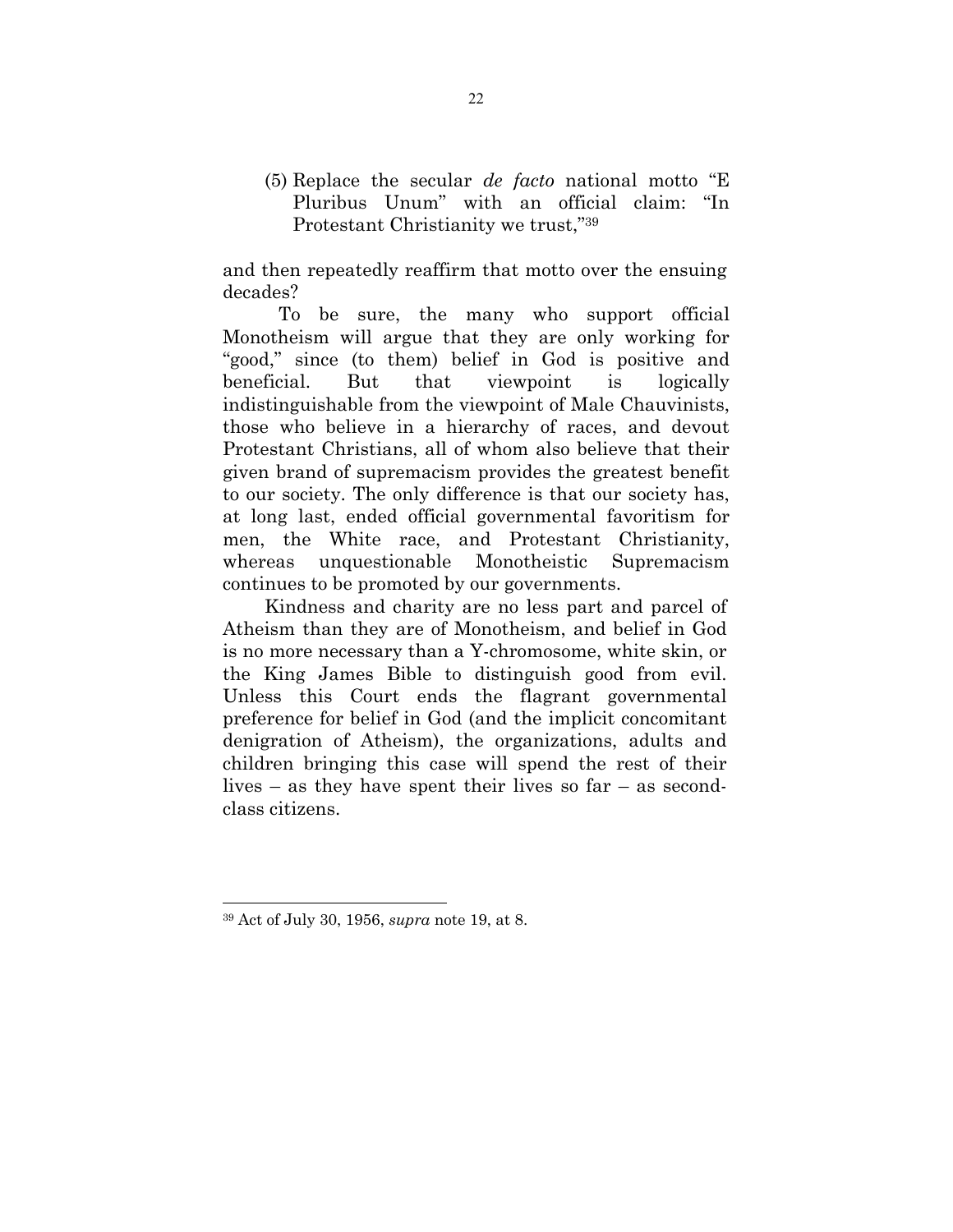(5) Replace the secular *de facto* national motto "E Pluribus Unum" with an official claim: "In Protestant Christianity we trust,"[39]

and then repeatedly reaffirm that motto over the ensuing decades?

To be sure, the many who support official Monotheism will argue that they are only working for "good," since (to them) belief in God is positive and beneficial. But that viewpoint is logically indistinguishable from the viewpoint of Male Chauvinists, those who believe in a hierarchy of races, and devout Protestant Christians, all of whom also believe that their given brand of supremacism provides the greatest benefit to our society. The only difference is that our society has, at long last, ended official governmental favoritism for men, the White race, and Protestant Christianity, whereas unquestionable Monotheistic Supremacism continues to be promoted by our governments.

Kindness and charity are no less part and parcel of Atheism than they are of Monotheism, and belief in God is no more necessary than a Y-chromosome, white skin, or the King James Bible to distinguish good from evil. Unless this Court ends the flagrant governmental preference for belief in God (and the implicit concomitant denigration of Atheism), the organizations, adults and children bringing this case will spend the rest of their lives – as they have spent their lives so far – as second-class citizens.

---

[39] Act of July 30, 1956, *supra* note 19, at 8.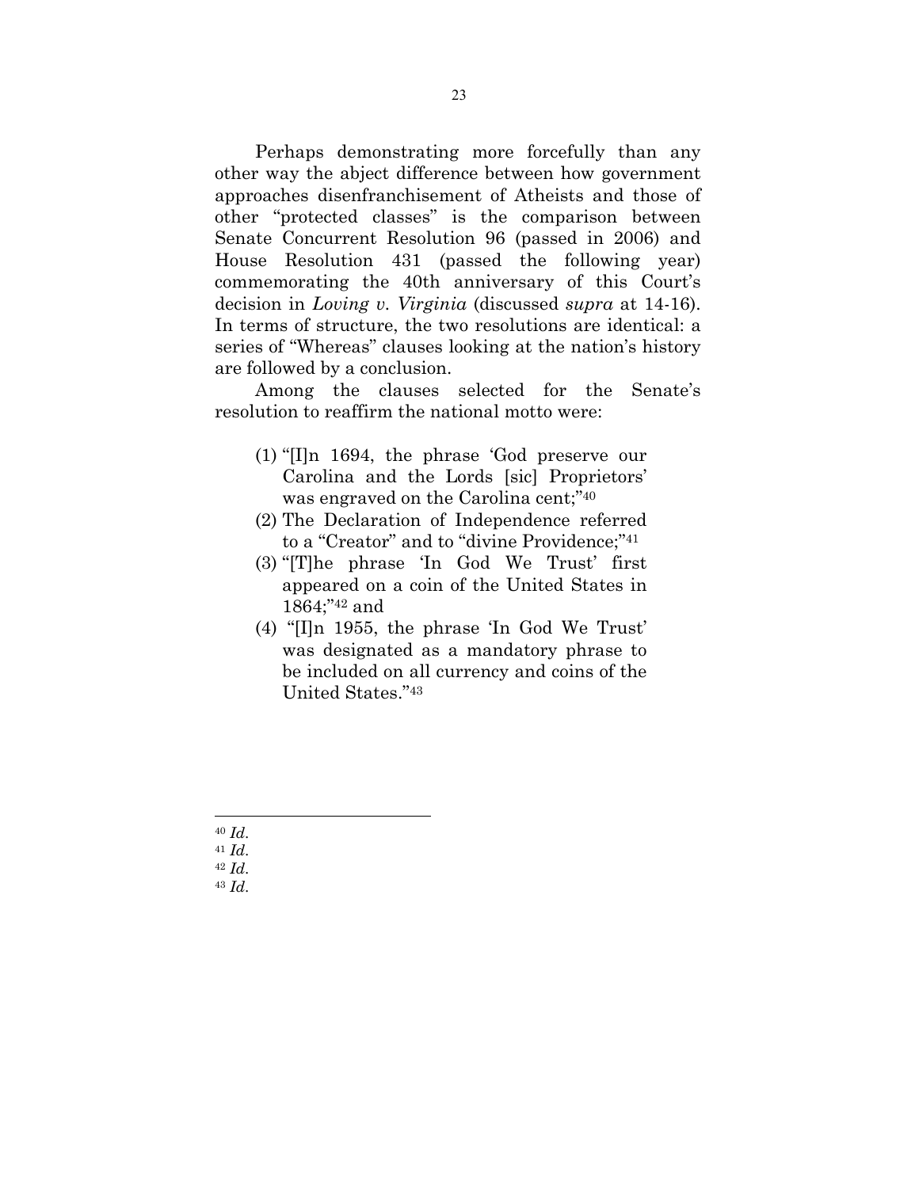Perhaps demonstrating more forcefully than any other way the abject difference between how government approaches disenfranchisement of Atheists and those of other "protected classes" is the comparison between Senate Concurrent Resolution 96 (passed in 2006) and House Resolution 431 (passed the following year) commemorating the 40th anniversary of this Court's decision in *Loving v. Virginia* (discussed *supra* at 14-16). In terms of structure, the two resolutions are identical: a series of "Whereas" clauses looking at the nation's history are followed by a conclusion.

Among the clauses selected for the Senate's resolution to reaffirm the national motto were:

(1) "[I]n 1694, the phrase 'God preserve our Carolina and the Lords [sic] Proprietors' was engraved on the Carolina cent;"[40]

(2) The Declaration of Independence referred to a "Creator" and to "divine Providence;"[41]

(3) "[T]he phrase 'In God We Trust' first appeared on a coin of the United States in 1864;"[42] and

(4) "[I]n 1955, the phrase 'In God We Trust' was designated as a mandatory phrase to be included on all currency and coins of the United States."[43]

---

[40] *Id*.

[41] *Id*.

[42] *Id*.

[43] *Id*.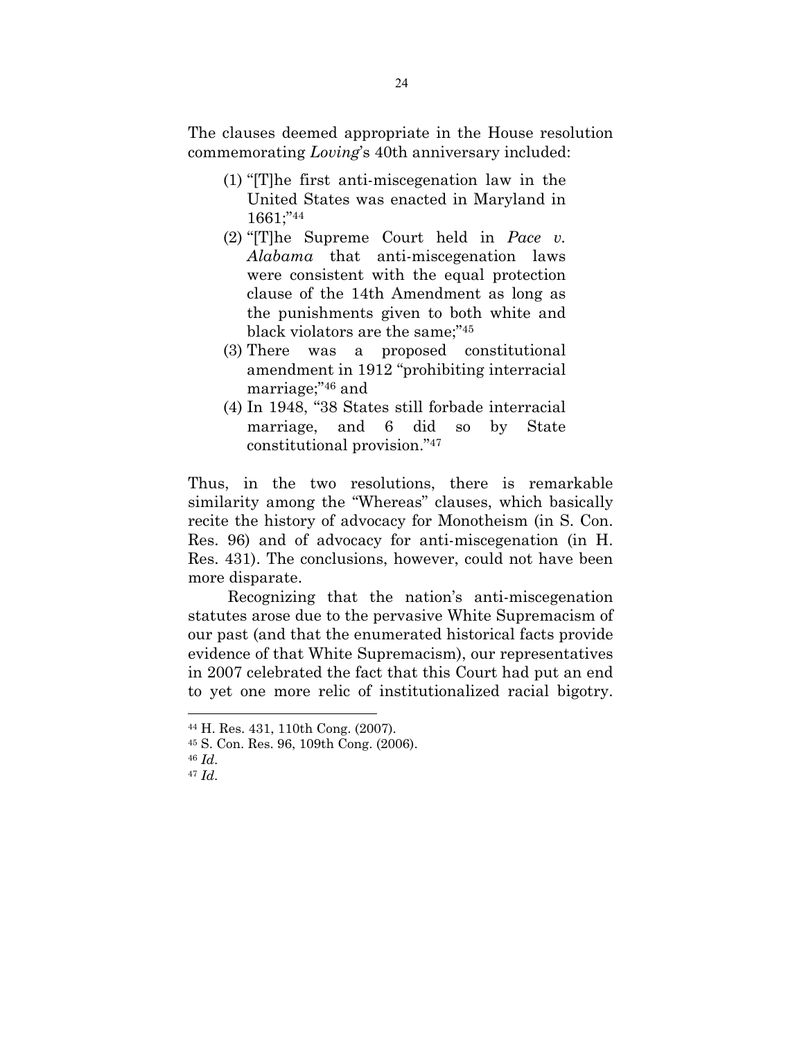The clauses deemed appropriate in the House resolution commemorating *Loving*'s 40th anniversary included:

(1) "[T]he first anti-miscegenation law in the United States was enacted in Maryland in 1661;"[44]
(2) "[T]he Supreme Court held in *Pace v. Alabama* that anti-miscegenation laws were consistent with the equal protection clause of the 14th Amendment as long as the punishments given to both white and black violators are the same;"[45]
(3) There was a proposed constitutional amendment in 1912 "prohibiting interracial marriage;"[46] and
(4) In 1948, "38 States still forbade interracial marriage, and 6 did so by State constitutional provision."[47]

Thus, in the two resolutions, there is remarkable similarity among the "Whereas" clauses, which basically recite the history of advocacy for Monotheism (in S. Con. Res. 96) and of advocacy for anti-miscegenation (in H. Res. 431). The conclusions, however, could not have been more disparate.

Recognizing that the nation's anti-miscegenation statutes arose due to the pervasive White Supremacism of our past (and that the enumerated historical facts provide evidence of that White Supremacism), our representatives in 2007 celebrated the fact that this Court had put an end to yet one more relic of institutionalized racial bigotry.

---

[44] H. Res. 431, 110th Cong. (2007).

[45] S. Con. Res. 96, 109th Cong. (2006).

[46] *Id*.

[47] *Id*.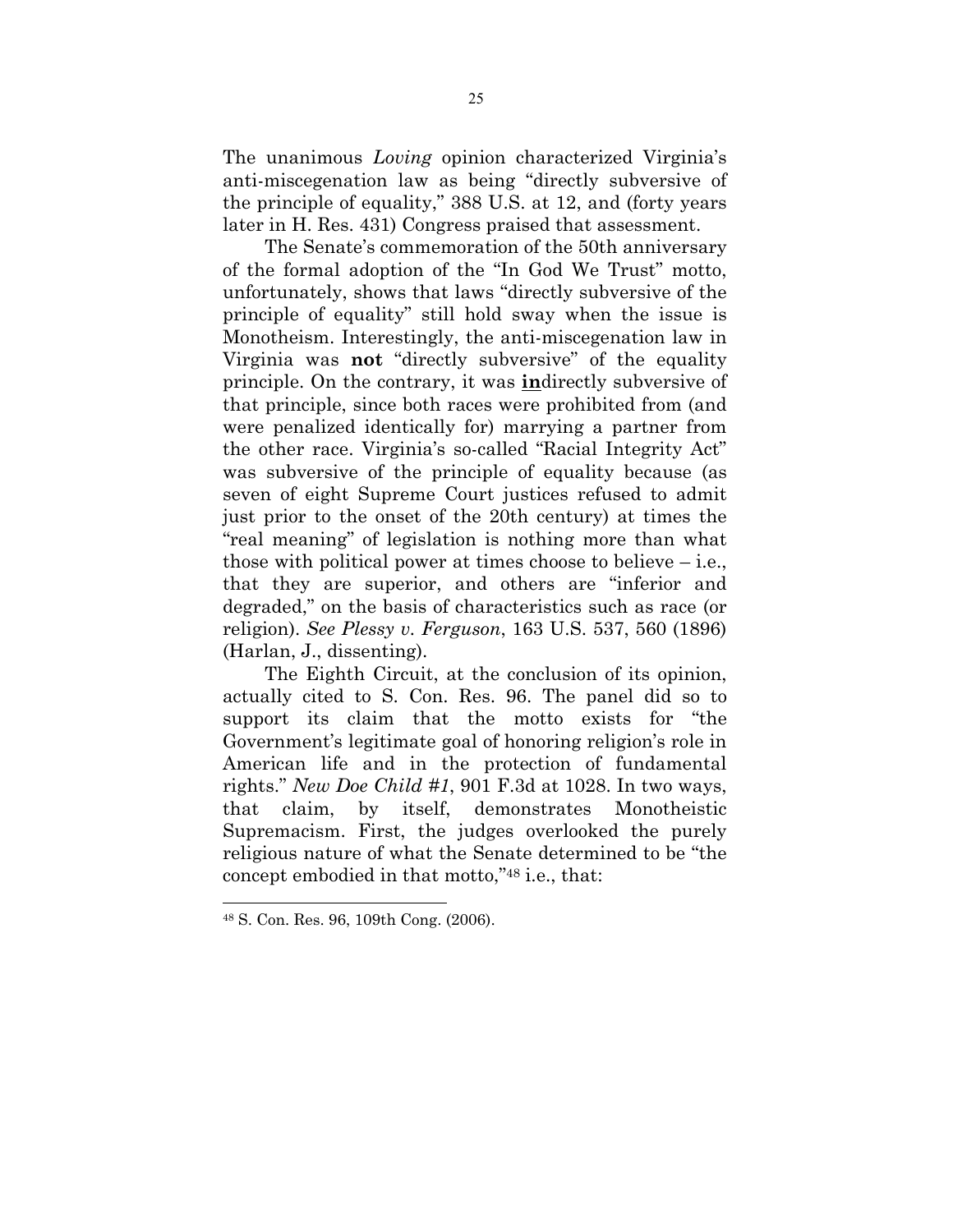The unanimous *Loving* opinion characterized Virginia's anti-miscegenation law as being "directly subversive of the principle of equality," 388 U.S. at 12, and (forty years later in H. Res. 431) Congress praised that assessment.

The Senate's commemoration of the 50th anniversary of the formal adoption of the "In God We Trust" motto, unfortunately, shows that laws "directly subversive of the principle of equality" still hold sway when the issue is Monotheism. Interestingly, the anti-miscegenation law in Virginia was **not** "directly subversive" of the equality principle. On the contrary, it was <u>**in**</u>directly subversive of that principle, since both races were prohibited from (and were penalized identically for) marrying a partner from the other race. Virginia's so-called "Racial Integrity Act" was subversive of the principle of equality because (as seven of eight Supreme Court justices refused to admit just prior to the onset of the 20th century) at times the "real meaning" of legislation is nothing more than what those with political power at times choose to believe – i.e., that they are superior, and others are "inferior and degraded," on the basis of characteristics such as race (or religion). *See Plessy v. Ferguson*, 163 U.S. 537, 560 (1896) (Harlan, J., dissenting).

The Eighth Circuit, at the conclusion of its opinion, actually cited to S. Con. Res. 96. The panel did so to support its claim that the motto exists for "the Government's legitimate goal of honoring religion's role in American life and in the protection of fundamental rights." *New Doe Child #1*, 901 F.3d at 1028. In two ways, that claim, by itself, demonstrates Monotheistic Supremacism. First, the judges overlooked the purely religious nature of what the Senate determined to be "the concept embodied in that motto,"[48] i.e., that:

---

[48] S. Con. Res. 96, 109th Cong. (2006).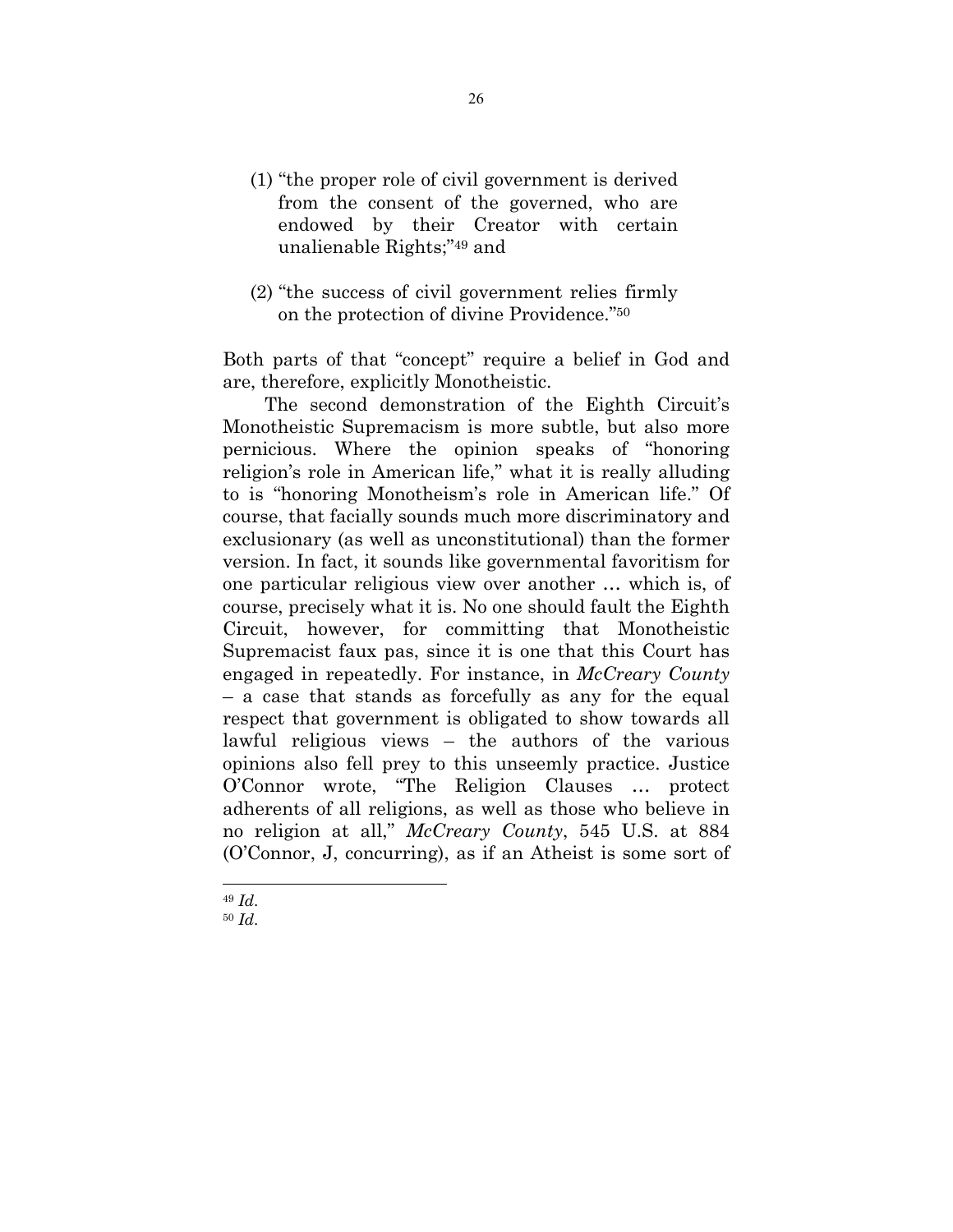(1) "the proper role of civil government is derived from the consent of the governed, who are endowed by their Creator with certain unalienable Rights;"[49] and

(2) "the success of civil government relies firmly on the protection of divine Providence."[50]

Both parts of that "concept" require a belief in God and are, therefore, explicitly Monotheistic.

The second demonstration of the Eighth Circuit's Monotheistic Supremacism is more subtle, but also more pernicious. Where the opinion speaks of "honoring religion's role in American life," what it is really alluding to is "honoring Monotheism's role in American life." Of course, that facially sounds much more discriminatory and exclusionary (as well as unconstitutional) than the former version. In fact, it sounds like governmental favoritism for one particular religious view over another … which is, of course, precisely what it is. No one should fault the Eighth Circuit, however, for committing that Monotheistic Supremacist faux pas, since it is one that this Court has engaged in repeatedly. For instance, in *McCreary County* – a case that stands as forcefully as any for the equal respect that government is obligated to show towards all lawful religious views – the authors of the various opinions also fell prey to this unseemly practice. Justice O'Connor wrote, "The Religion Clauses … protect adherents of all religions, as well as those who believe in no religion at all," *McCreary County*, 545 U.S. at 884 (O'Connor, J, concurring), as if an Atheist is some sort of

---

[49] *Id.*

[50] *Id.*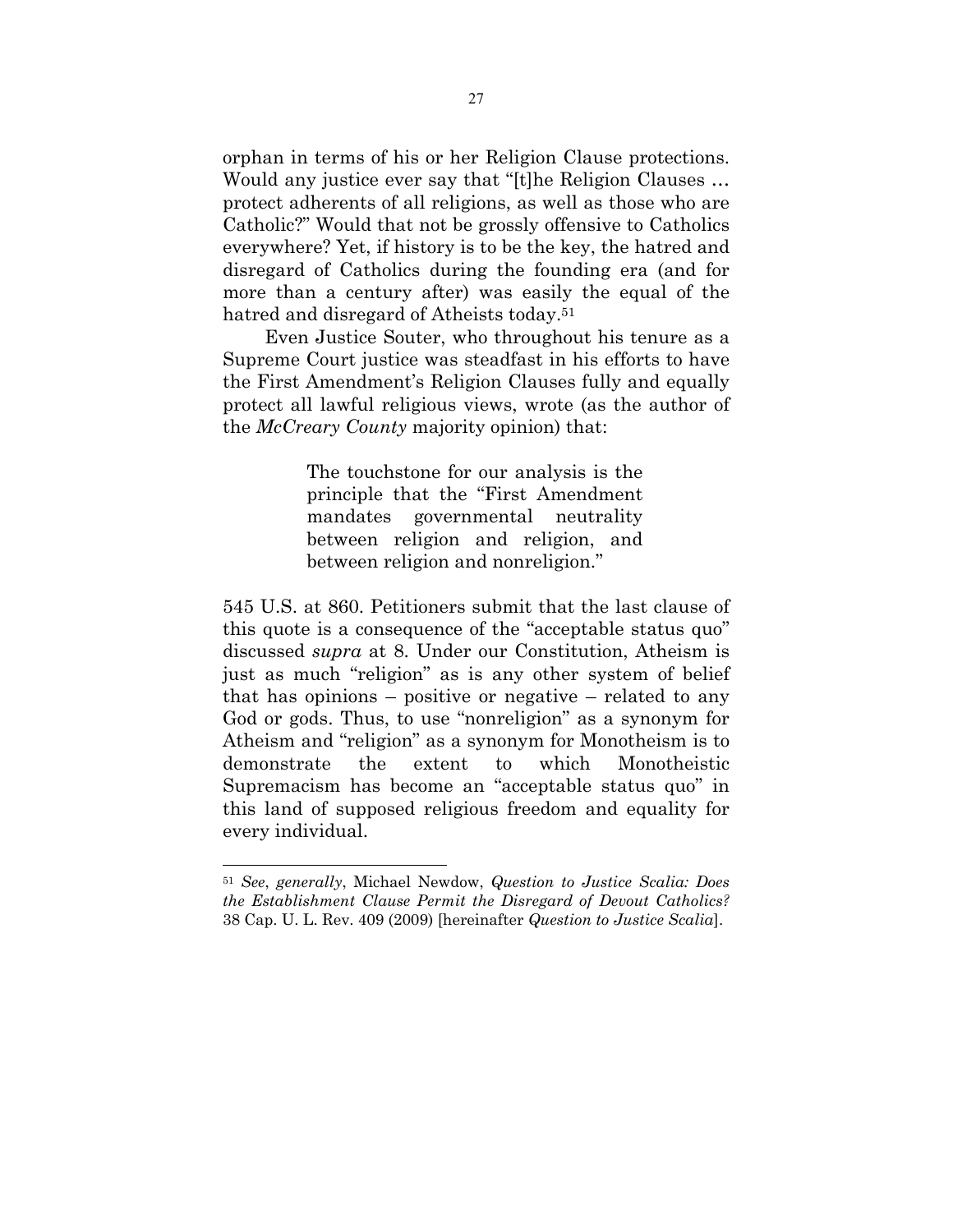orphan in terms of his or her Religion Clause protections. Would any justice ever say that "[t]he Religion Clauses … protect adherents of all religions, as well as those who are Catholic?" Would that not be grossly offensive to Catholics everywhere? Yet, if history is to be the key, the hatred and disregard of Catholics during the founding era (and for more than a century after) was easily the equal of the hatred and disregard of Atheists today.[51]

Even Justice Souter, who throughout his tenure as a Supreme Court justice was steadfast in his efforts to have the First Amendment's Religion Clauses fully and equally protect all lawful religious views, wrote (as the author of the *McCreary County* majority opinion) that:

> The touchstone for our analysis is the principle that the "First Amendment mandates governmental neutrality between religion and religion, and between religion and nonreligion."

545 U.S. at 860. Petitioners submit that the last clause of this quote is a consequence of the "acceptable status quo" discussed *supra* at 8. Under our Constitution, Atheism is just as much "religion" as is any other system of belief that has opinions – positive or negative – related to any God or gods. Thus, to use "nonreligion" as a synonym for Atheism and "religion" as a synonym for Monotheism is to demonstrate the extent to which Monotheistic Supremacism has become an "acceptable status quo" in this land of supposed religious freedom and equality for every individual.

---

[51] *See*, *generally*, Michael Newdow, *Question to Justice Scalia: Does the Establishment Clause Permit the Disregard of Devout Catholics?* 38 Cap. U. L. Rev. 409 (2009) [hereinafter *Question to Justice Scalia*].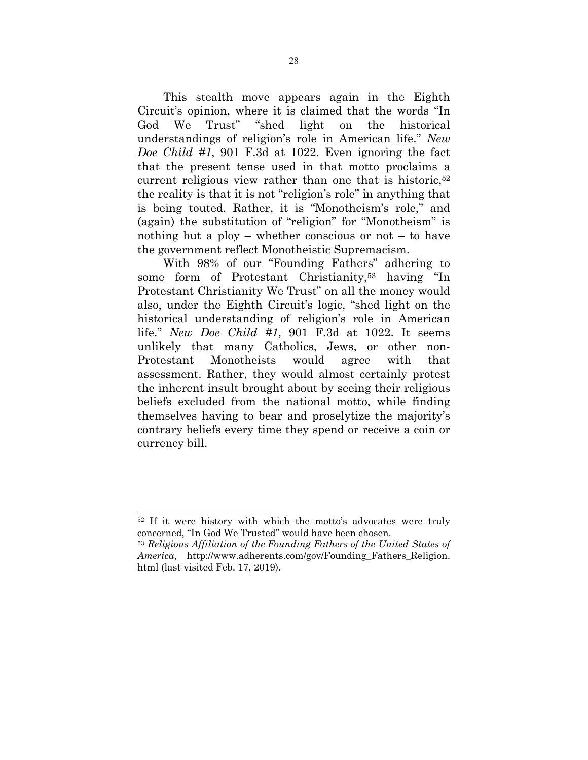This stealth move appears again in the Eighth Circuit's opinion, where it is claimed that the words "In God We Trust" "shed light on the historical understandings of religion's role in American life." *New Doe Child #1*, 901 F.3d at 1022. Even ignoring the fact that the present tense used in that motto proclaims a current religious view rather than one that is historic,[52] the reality is that it is not "religion's role" in anything that is being touted. Rather, it is "Monotheism's role," and (again) the substitution of "religion" for "Monotheism" is nothing but a ploy – whether conscious or not – to have the government reflect Monotheistic Supremacism.

With 98% of our "Founding Fathers" adhering to some form of Protestant Christianity,[53] having "In Protestant Christianity We Trust" on all the money would also, under the Eighth Circuit's logic, "shed light on the historical understanding of religion's role in American life." *New Doe Child #1*, 901 F.3d at 1022. It seems unlikely that many Catholics, Jews, or other non-Protestant Monotheists would agree with that assessment. Rather, they would almost certainly protest the inherent insult brought about by seeing their religious beliefs excluded from the national motto, while finding themselves having to bear and proselytize the majority's contrary beliefs every time they spend or receive a coin or currency bill.

---

[52] If it were history with which the motto's advocates were truly concerned, "In God We Trusted" would have been chosen.

[53] *Religious Affiliation of the Founding Fathers of the United States of America*, http://www.adherents.com/gov/Founding_Fathers_Religion.html (last visited Feb. 17, 2019).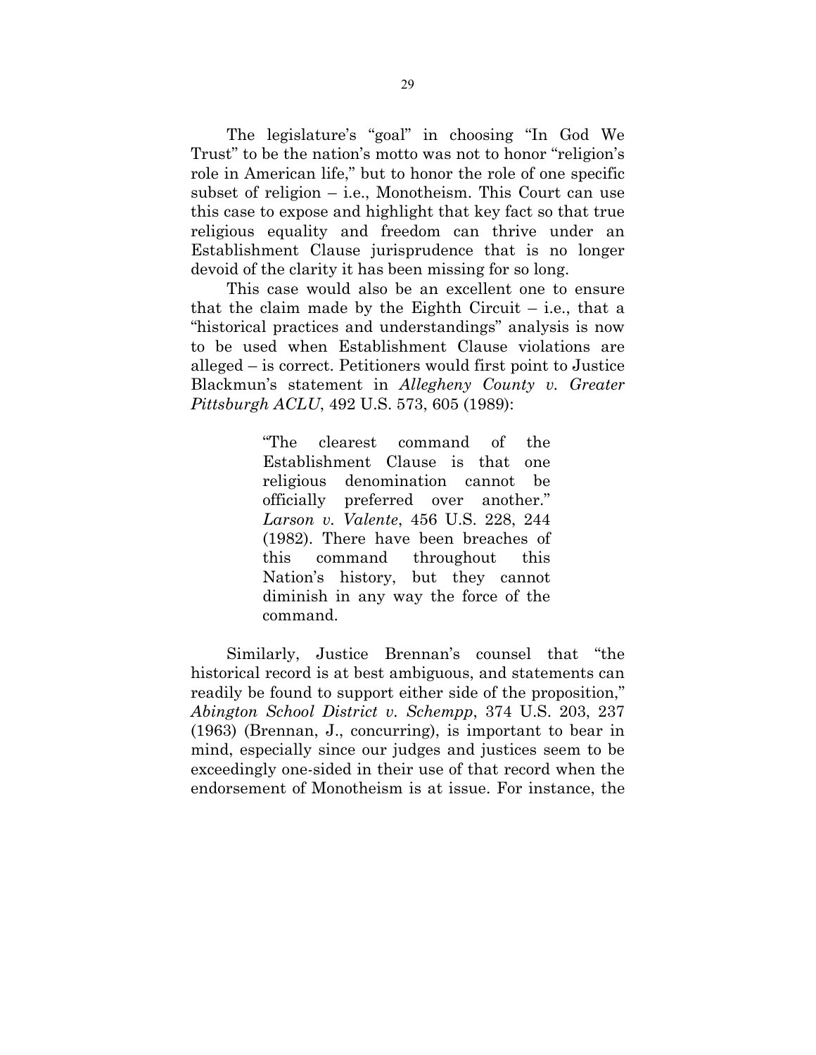The legislature's "goal" in choosing "In God We Trust" to be the nation's motto was not to honor "religion's role in American life," but to honor the role of one specific subset of religion – i.e., Monotheism. This Court can use this case to expose and highlight that key fact so that true religious equality and freedom can thrive under an Establishment Clause jurisprudence that is no longer devoid of the clarity it has been missing for so long.

This case would also be an excellent one to ensure that the claim made by the Eighth Circuit – i.e., that a "historical practices and understandings" analysis is now to be used when Establishment Clause violations are alleged – is correct. Petitioners would first point to Justice Blackmun's statement in *Allegheny County v. Greater Pittsburgh ACLU*, 492 U.S. 573, 605 (1989):

> "The clearest command of the Establishment Clause is that one religious denomination cannot be officially preferred over another." *Larson v. Valente*, 456 U.S. 228, 244 (1982). There have been breaches of this command throughout this Nation's history, but they cannot diminish in any way the force of the command.

Similarly, Justice Brennan's counsel that "the historical record is at best ambiguous, and statements can readily be found to support either side of the proposition," *Abington School District v. Schempp*, 374 U.S. 203, 237 (1963) (Brennan, J., concurring), is important to bear in mind, especially since our judges and justices seem to be exceedingly one-sided in their use of that record when the endorsement of Monotheism is at issue. For instance, the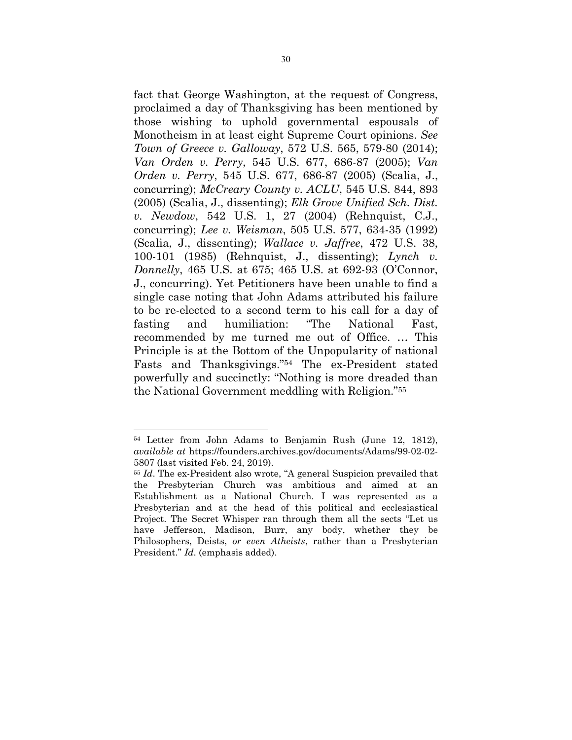fact that George Washington, at the request of Congress, proclaimed a day of Thanksgiving has been mentioned by those wishing to uphold governmental espousals of Monotheism in at least eight Supreme Court opinions. *See Town of Greece v. Galloway*, 572 U.S. 565, 579-80 (2014); *Van Orden v. Perry*, 545 U.S. 677, 686-87 (2005); *Van Orden v. Perry*, 545 U.S. 677, 686-87 (2005) (Scalia, J., concurring); *McCreary County v. ACLU*, 545 U.S. 844, 893 (2005) (Scalia, J., dissenting); *Elk Grove Unified Sch. Dist. v. Newdow*, 542 U.S. 1, 27 (2004) (Rehnquist, C.J., concurring); *Lee v. Weisman*, 505 U.S. 577, 634-35 (1992) (Scalia, J., dissenting); *Wallace v. Jaffree*, 472 U.S. 38, 100-101 (1985) (Rehnquist, J., dissenting); *Lynch v. Donnelly*, 465 U.S. at 675; 465 U.S. at 692-93 (O'Connor, J., concurring). Yet Petitioners have been unable to find a single case noting that John Adams attributed his failure to be re-elected to a second term to his call for a day of fasting and humiliation: "The National Fast, recommended by me turned me out of Office. … This Principle is at the Bottom of the Unpopularity of national Fasts and Thanksgivings."[54] The ex-President stated powerfully and succinctly: "Nothing is more dreaded than the National Government meddling with Religion."[55]

---

[54] Letter from John Adams to Benjamin Rush (June 12, 1812), *available at* https://founders.archives.gov/documents/Adams/99-02-02-5807 (last visited Feb. 24, 2019).

[55] *Id*. The ex-President also wrote, "A general Suspicion prevailed that the Presbyterian Church was ambitious and aimed at an Establishment as a National Church. I was represented as a Presbyterian and at the head of this political and ecclesiastical Project. The Secret Whisper ran through them all the sects "Let us have Jefferson, Madison, Burr, any body, whether they be Philosophers, Deists, *or even Atheists*, rather than a Presbyterian President." *Id*. (emphasis added).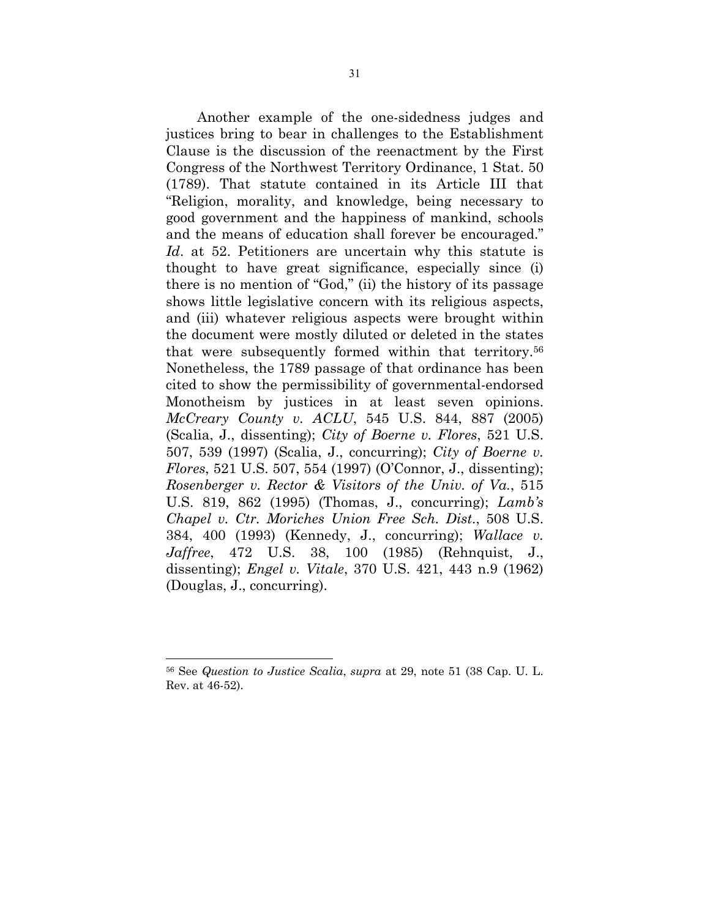Another example of the one-sidedness judges and justices bring to bear in challenges to the Establishment Clause is the discussion of the reenactment by the First Congress of the Northwest Territory Ordinance, 1 Stat. 50 (1789). That statute contained in its Article III that "Religion, morality, and knowledge, being necessary to good government and the happiness of mankind, schools and the means of education shall forever be encouraged." *Id*. at 52. Petitioners are uncertain why this statute is thought to have great significance, especially since (i) there is no mention of "God," (ii) the history of its passage shows little legislative concern with its religious aspects, and (iii) whatever religious aspects were brought within the document were mostly diluted or deleted in the states that were subsequently formed within that territory.[56] Nonetheless, the 1789 passage of that ordinance has been cited to show the permissibility of governmental-endorsed Monotheism by justices in at least seven opinions. *McCreary County v. ACLU*, 545 U.S. 844, 887 (2005) (Scalia, J., dissenting); *City of Boerne v. Flores*, 521 U.S. 507, 539 (1997) (Scalia, J., concurring); *City of Boerne v. Flores*, 521 U.S. 507, 554 (1997) (O'Connor, J., dissenting); *Rosenberger v. Rector & Visitors of the Univ. of Va.*, 515 U.S. 819, 862 (1995) (Thomas, J., concurring); *Lamb's Chapel v. Ctr. Moriches Union Free Sch. Dist.*, 508 U.S. 384, 400 (1993) (Kennedy, J., concurring); *Wallace v. Jaffree*, 472 U.S. 38, 100 (1985) (Rehnquist, J., dissenting); *Engel v. Vitale*, 370 U.S. 421, 443 n.9 (1962) (Douglas, J., concurring).

---

[56] See *Question to Justice Scalia*, *supra* at 29, note 51 (38 Cap. U. L. Rev. at 46-52).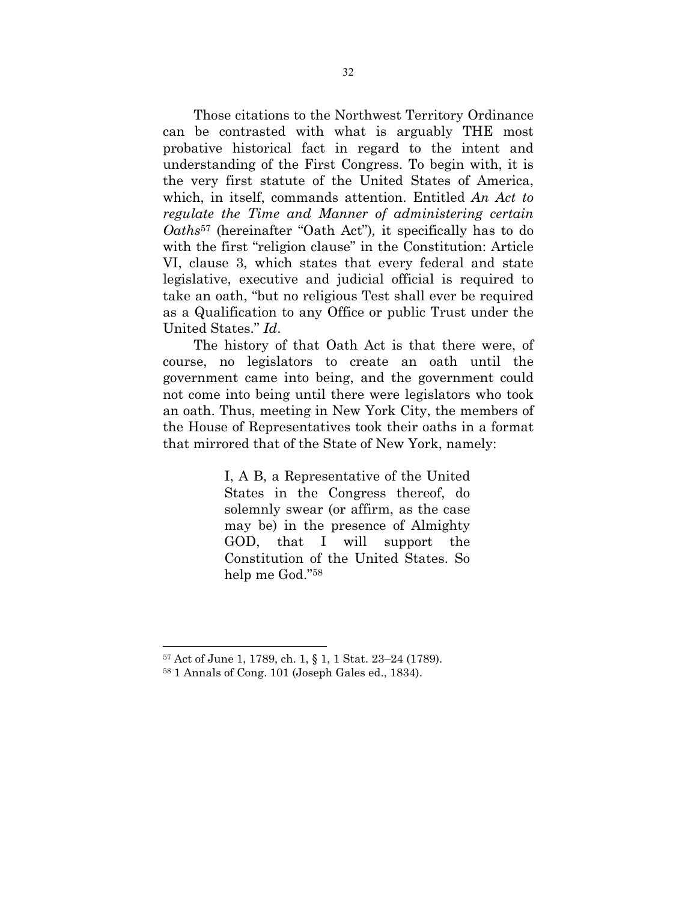Those citations to the Northwest Territory Ordinance can be contrasted with what is arguably THE most probative historical fact in regard to the intent and understanding of the First Congress. To begin with, it is the very first statute of the United States of America, which, in itself, commands attention. Entitled *An Act to regulate the Time and Manner of administering certain Oaths*[57] (hereinafter "Oath Act"), it specifically has to do with the first "religion clause" in the Constitution: Article VI, clause 3, which states that every federal and state legislative, executive and judicial official is required to take an oath, "but no religious Test shall ever be required as a Qualification to any Office or public Trust under the United States." *Id*.

The history of that Oath Act is that there were, of course, no legislators to create an oath until the government came into being, and the government could not come into being until there were legislators who took an oath. Thus, meeting in New York City, the members of the House of Representatives took their oaths in a format that mirrored that of the State of New York, namely:

> I, A B, a Representative of the United States in the Congress thereof, do solemnly swear (or affirm, as the case may be) in the presence of Almighty GOD, that I will support the Constitution of the United States. So help me God."[58]

---

[57] Act of June 1, 1789, ch. 1, § 1, 1 Stat. 23–24 (1789).

[58] 1 Annals of Cong. 101 (Joseph Gales ed., 1834).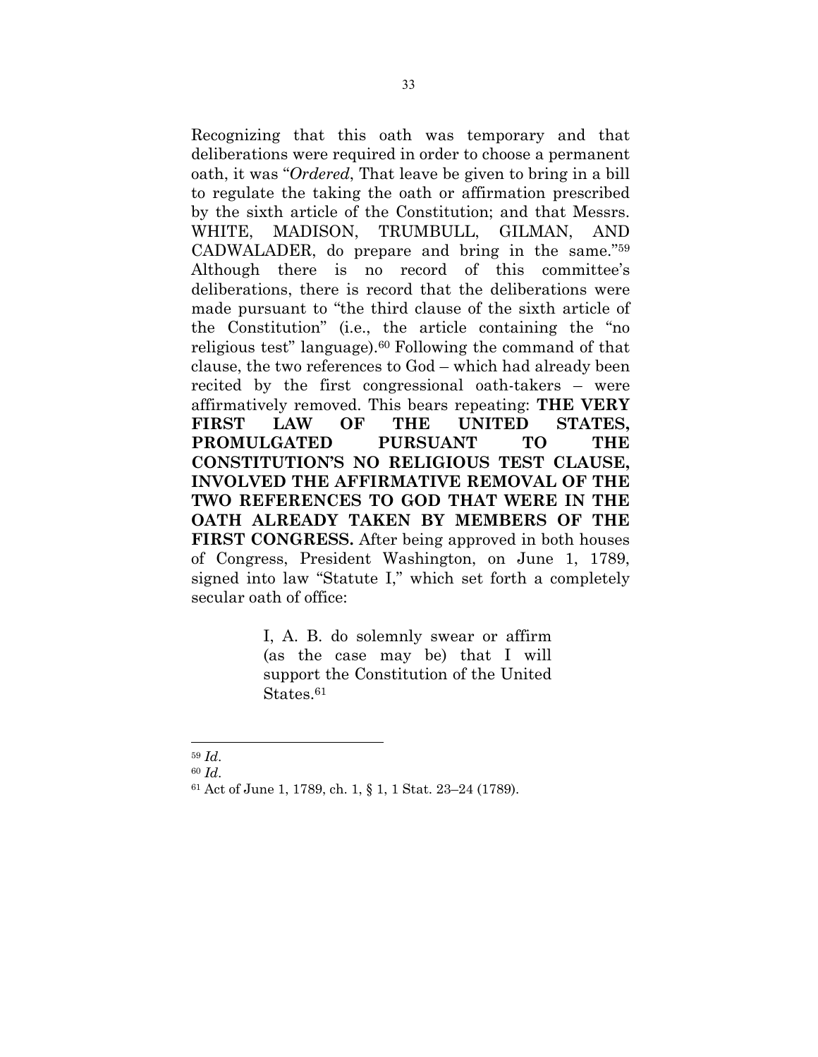Recognizing that this oath was temporary and that deliberations were required in order to choose a permanent oath, it was "*Ordered*, That leave be given to bring in a bill to regulate the taking the oath or affirmation prescribed by the sixth article of the Constitution; and that Messrs. WHITE, MADISON, TRUMBULL, GILMAN, AND CADWALADER, do prepare and bring in the same."[59] Although there is no record of this committee's deliberations, there is record that the deliberations were made pursuant to "the third clause of the sixth article of the Constitution" (i.e., the article containing the "no religious test" language).[60] Following the command of that clause, the two references to God – which had already been recited by the first congressional oath-takers – were affirmatively removed. This bears repeating: **THE VERY FIRST LAW OF THE UNITED STATES, PROMULGATED PURSUANT TO THE CONSTITUTION'S NO RELIGIOUS TEST CLAUSE, INVOLVED THE AFFIRMATIVE REMOVAL OF THE TWO REFERENCES TO GOD THAT WERE IN THE OATH ALREADY TAKEN BY MEMBERS OF THE FIRST CONGRESS.** After being approved in both houses of Congress, President Washington, on June 1, 1789, signed into law "Statute I," which set forth a completely secular oath of office:

> I, A. B. do solemnly swear or affirm (as the case may be) that I will support the Constitution of the United States.[61]

---

[59] *Id*.

[60] *Id*.

[61] Act of June 1, 1789, ch. 1, § 1, 1 Stat. 23–24 (1789).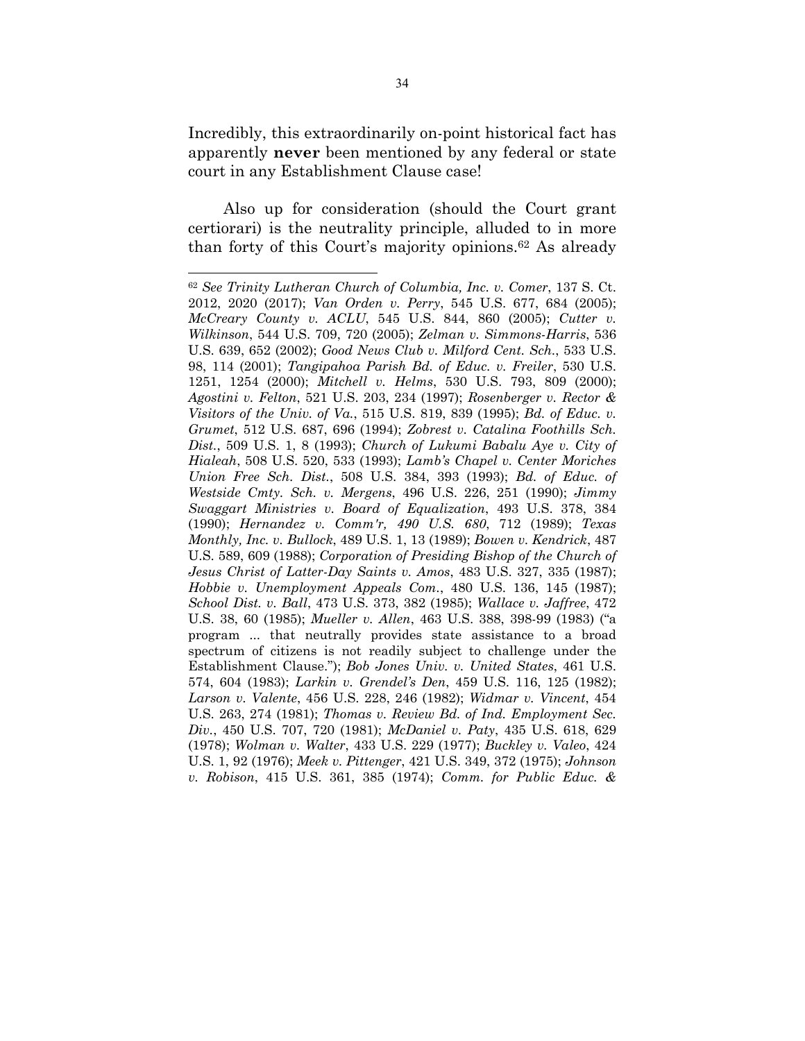Incredibly, this extraordinarily on-point historical fact has apparently **never** been mentioned by any federal or state court in any Establishment Clause case!

Also up for consideration (should the Court grant certiorari) is the neutrality principle, alluded to in more than forty of this Court's majority opinions.[62] As already

---

[62] *See Trinity Lutheran Church of Columbia, Inc. v. Comer*, 137 S. Ct. 2012, 2020 (2017); *Van Orden v. Perry*, 545 U.S. 677, 684 (2005); *McCreary County v. ACLU*, 545 U.S. 844, 860 (2005); *Cutter v. Wilkinson*, 544 U.S. 709, 720 (2005); *Zelman v. Simmons-Harris*, 536 U.S. 639, 652 (2002); *Good News Club v. Milford Cent. Sch.*, 533 U.S. 98, 114 (2001); *Tangipahoa Parish Bd. of Educ. v. Freiler*, 530 U.S. 1251, 1254 (2000); *Mitchell v. Helms*, 530 U.S. 793, 809 (2000); *Agostini v. Felton*, 521 U.S. 203, 234 (1997); *Rosenberger v. Rector & Visitors of the Univ. of Va.*, 515 U.S. 819, 839 (1995); *Bd. of Educ. v. Grumet*, 512 U.S. 687, 696 (1994); *Zobrest v. Catalina Foothills Sch. Dist.*, 509 U.S. 1, 8 (1993); *Church of Lukumi Babalu Aye v. City of Hialeah*, 508 U.S. 520, 533 (1993); *Lamb's Chapel v. Center Moriches Union Free Sch. Dist.*, 508 U.S. 384, 393 (1993); *Bd. of Educ. of Westside Cmty. Sch. v. Mergens*, 496 U.S. 226, 251 (1990); *Jimmy Swaggart Ministries v. Board of Equalization*, 493 U.S. 378, 384 (1990); *Hernandez v. Comm'r, 490 U.S. 680*, 712 (1989); *Texas Monthly, Inc. v. Bullock*, 489 U.S. 1, 13 (1989); *Bowen v. Kendrick*, 487 U.S. 589, 609 (1988); *Corporation of Presiding Bishop of the Church of Jesus Christ of Latter-Day Saints v. Amos*, 483 U.S. 327, 335 (1987); *Hobbie v. Unemployment Appeals Com.*, 480 U.S. 136, 145 (1987); *School Dist. v. Ball*, 473 U.S. 373, 382 (1985); *Wallace v. Jaffree*, 472 U.S. 38, 60 (1985); *Mueller v. Allen*, 463 U.S. 388, 398-99 (1983) ("a program ... that neutrally provides state assistance to a broad spectrum of citizens is not readily subject to challenge under the Establishment Clause."); *Bob Jones Univ. v. United States*, 461 U.S. 574, 604 (1983); *Larkin v. Grendel's Den*, 459 U.S. 116, 125 (1982); *Larson v. Valente*, 456 U.S. 228, 246 (1982); *Widmar v. Vincent*, 454 U.S. 263, 274 (1981); *Thomas v. Review Bd. of Ind. Employment Sec. Div.*, 450 U.S. 707, 720 (1981); *McDaniel v. Paty*, 435 U.S. 618, 629 (1978); *Wolman v. Walter*, 433 U.S. 229 (1977); *Buckley v. Valeo*, 424 U.S. 1, 92 (1976); *Meek v. Pittenger*, 421 U.S. 349, 372 (1975); *Johnson v. Robison*, 415 U.S. 361, 385 (1974); *Comm. for Public Educ. &*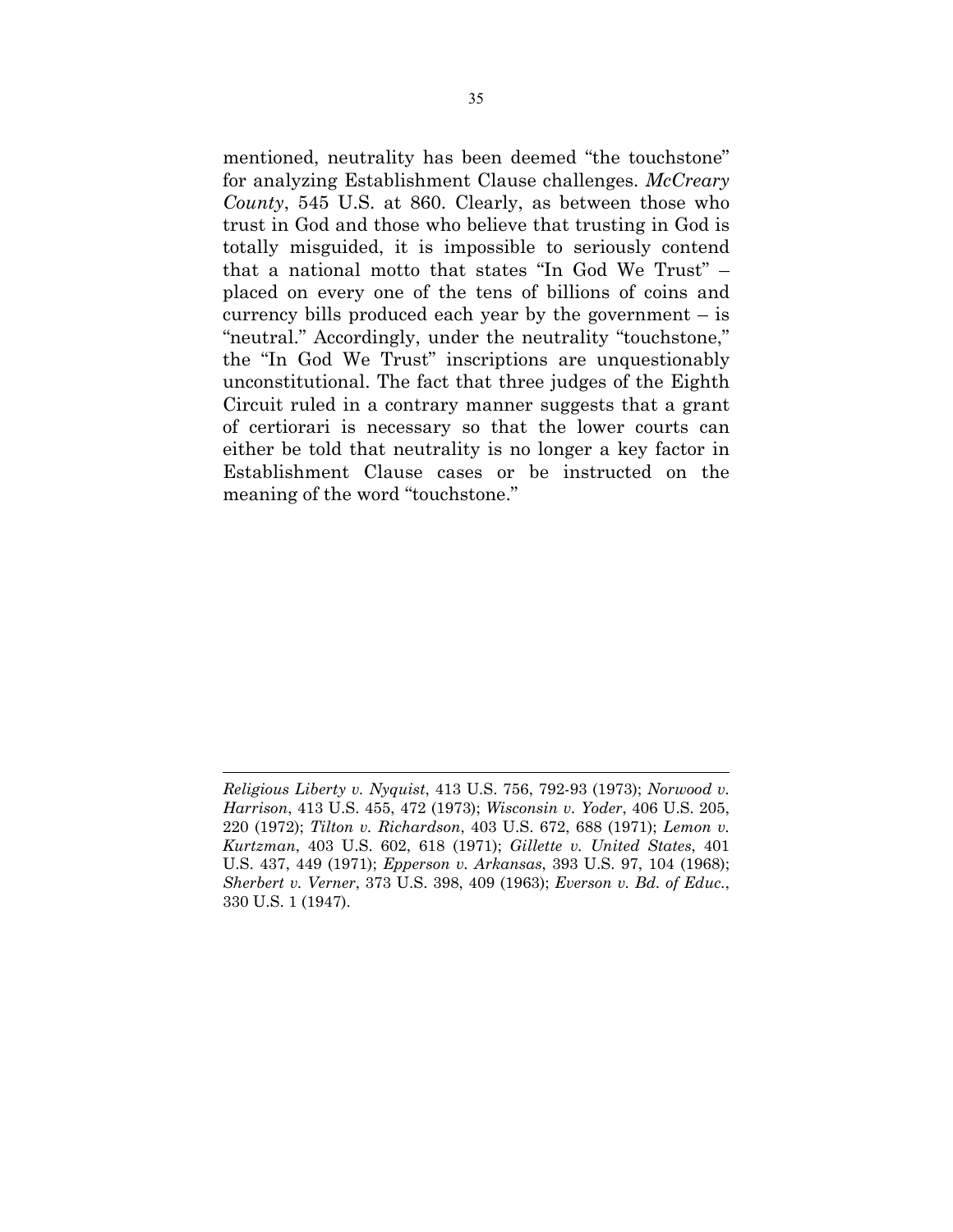mentioned, neutrality has been deemed "the touchstone" for analyzing Establishment Clause challenges. *McCreary County*, 545 U.S. at 860. Clearly, as between those who trust in God and those who believe that trusting in God is totally misguided, it is impossible to seriously contend that a national motto that states "In God We Trust" – placed on every one of the tens of billions of coins and currency bills produced each year by the government – is "neutral." Accordingly, under the neutrality "touchstone," the "In God We Trust" inscriptions are unquestionably unconstitutional. The fact that three judges of the Eighth Circuit ruled in a contrary manner suggests that a grant of certiorari is necessary so that the lower courts can either be told that neutrality is no longer a key factor in Establishment Clause cases or be instructed on the meaning of the word "touchstone."

---

*Religious Liberty v. Nyquist*, 413 U.S. 756, 792-93 (1973); *Norwood v. Harrison*, 413 U.S. 455, 472 (1973); *Wisconsin v. Yoder*, 406 U.S. 205, 220 (1972); *Tilton v. Richardson*, 403 U.S. 672, 688 (1971); *Lemon v. Kurtzman*, 403 U.S. 602, 618 (1971); *Gillette v. United States*, 401 U.S. 437, 449 (1971); *Epperson v. Arkansas*, 393 U.S. 97, 104 (1968); *Sherbert v. Verner*, 373 U.S. 398, 409 (1963); *Everson v. Bd. of Educ.*, 330 U.S. 1 (1947).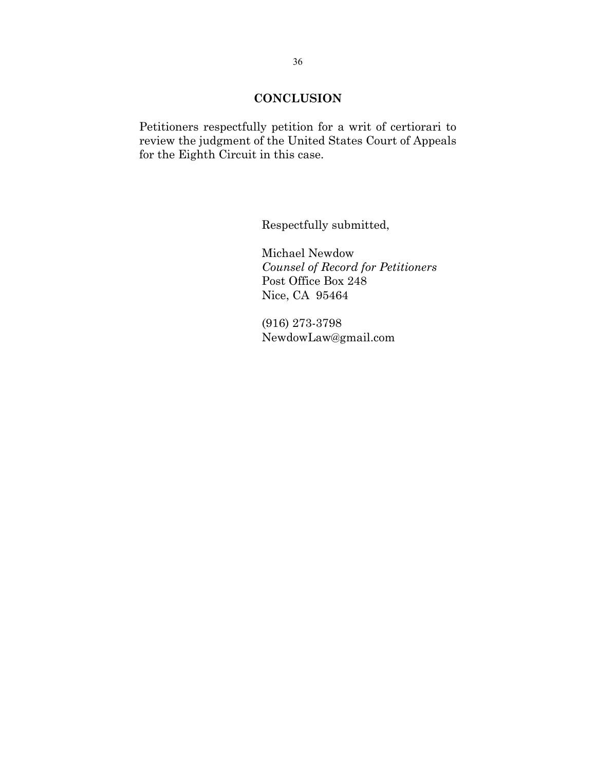## CONCLUSION

Petitioners respectfully petition for a writ of certiorari to review the judgment of the United States Court of Appeals for the Eighth Circuit in this case.

Respectfully submitted,

Michael Newdow  
*Counsel of Record for Petitioners*  
Post Office Box 248  
Nice, CA 95464

(916) 273-3798  
NewdowLaw@gmail.com